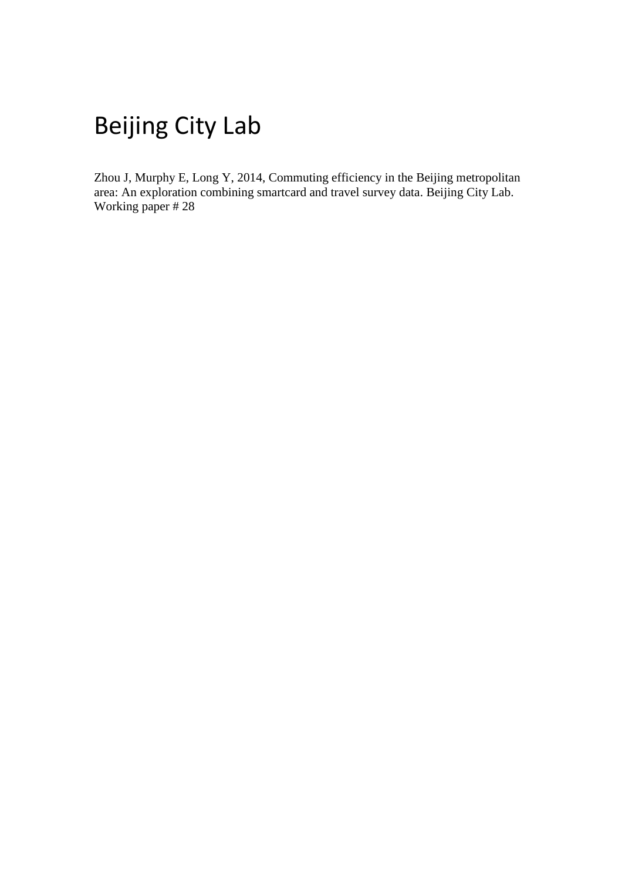# Beijing City Lab

Zhou J, Murphy E, Long Y, 2014, Commuting efficiency in the Beijing metropolitan area: An exploration combining smartcard and travel survey data. Beijing City Lab. Working paper # 28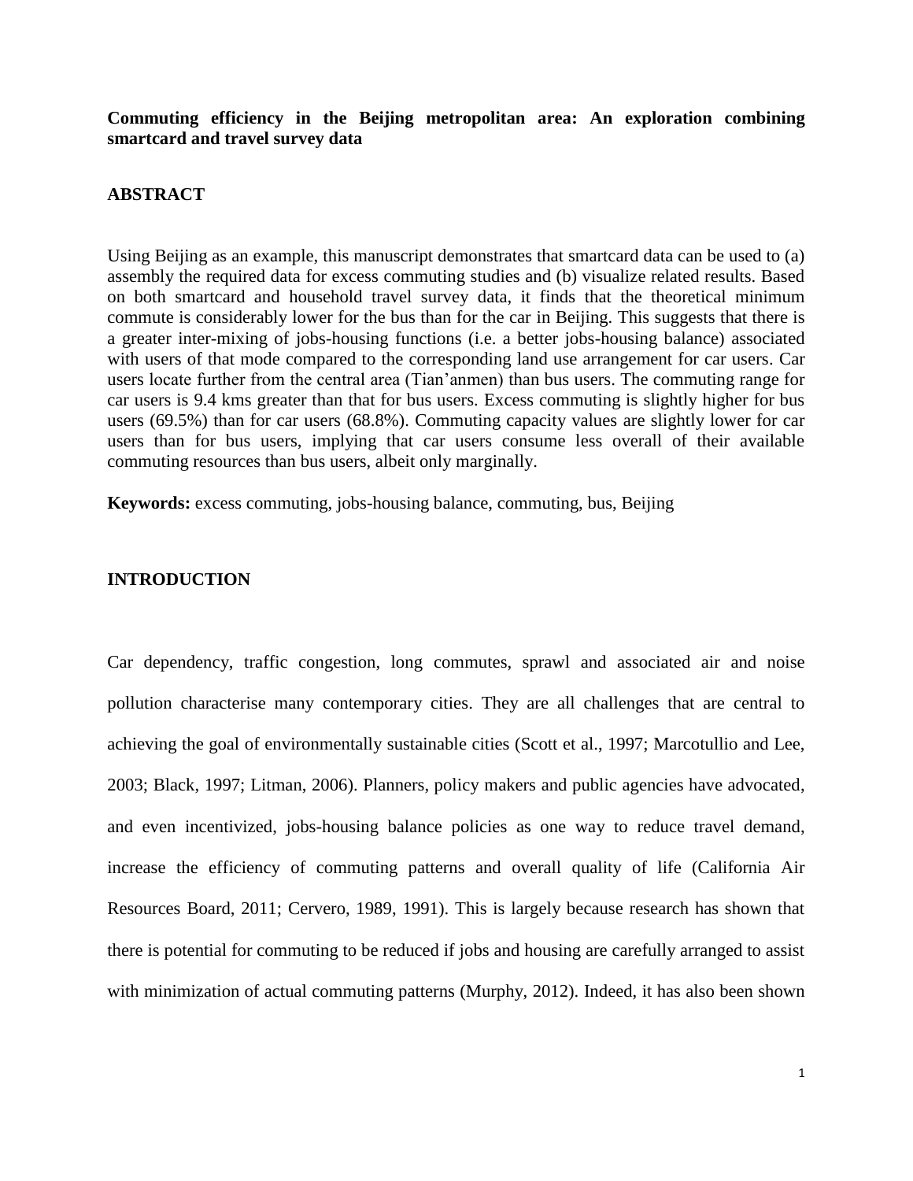**Commuting efficiency in the Beijing metropolitan area: An exploration combining smartcard and travel survey data**

## ABSTRACT

Using Beijing as an example, this manuscript demonstrates that smartcard data can be used to (a) assembly the required data for excess commuting studies and (b) visualize related results. Based on both smartcard and household travel survey data, it finds that the theoretical minimum commute is considerably lower for the bus than for the car in Beijing. This suggests that there is a greater inter-mixing of jobs-housing functions (i.e. a better jobs-housing balance) associated with users of that mode compared to the corresponding land use arrangement for car users. Car users locate further from the central area (Tian'anmen) than bus users. The commuting range for car users is 9.4 kms greater than that for bus users. Excess commuting is slightly higher for bus users (69.5%) than for car users (68.8%). Commuting capacity values are slightly lower for car users than for bus users, implying that car users consume less overall of their available commuting resources than bus users, albeit only marginally.

**Keywords:** excess commuting, jobs-housing balance, commuting, bus, Beijing

## INTRODUCTION

Car dependency, traffic congestion, long commutes, sprawl and associated air and noise pollution characterise many contemporary cities. They are all challenges that are central to achieving the goal of environmentally sustainable cities (Scott et al., 1997; Marcotullio and Lee, 2003; Black, 1997; Litman, 2006). Planners, policy makers and public agencies have advocated, and even incentivized, jobs-housing balance policies as one way to reduce travel demand, increase the efficiency of commuting patterns and overall quality of life (California Air Resources Board, 2011; Cervero, 1989, 1991). This is largely because research has shown that there is potential for commuting to be reduced if jobs and housing are carefully arranged to assist with minimization of actual commuting patterns (Murphy, 2012). Indeed, it has also been shown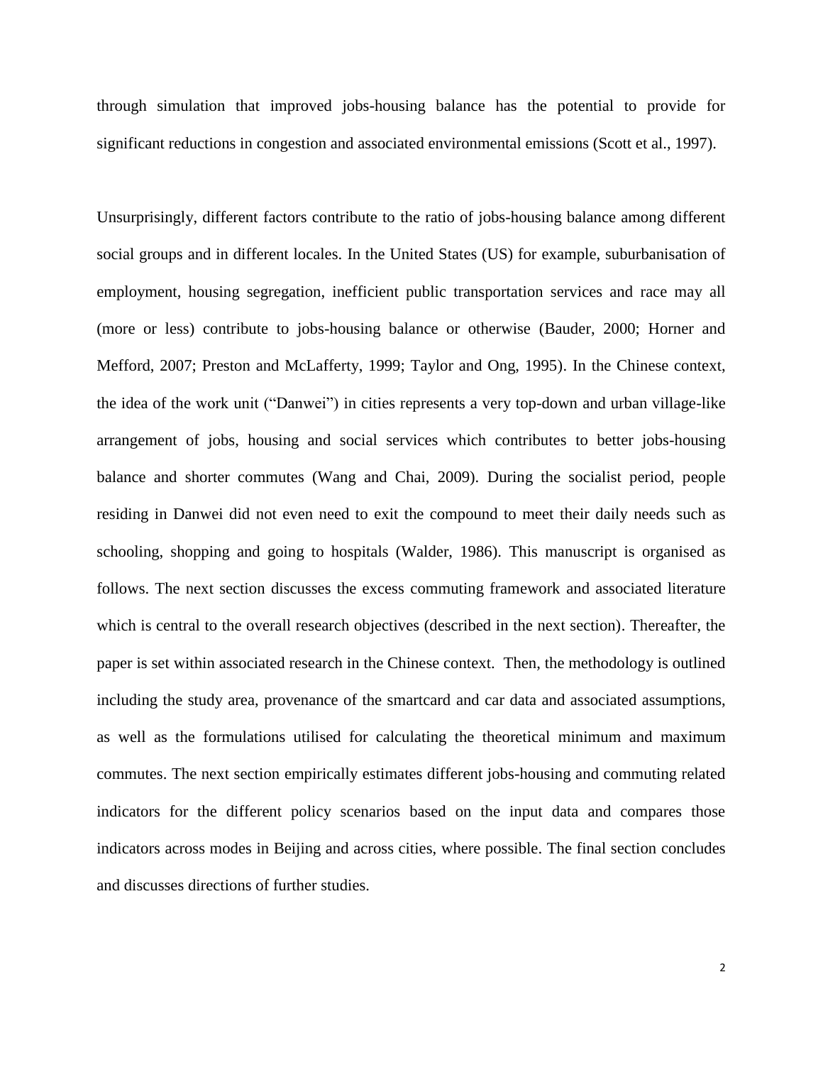through simulation that improved jobs-housing balance has the potential to provide for significant reductions in congestion and associated environmental emissions (Scott et al., 1997).

Unsurprisingly, different factors contribute to the ratio of jobs-housing balance among different social groups and in different locales. In the United States (US) for example, suburbanisation of employment, housing segregation, inefficient public transportation services and race may all (more or less) contribute to jobs-housing balance or otherwise (Bauder, 2000; Horner and Mefford, 2007; Preston and McLafferty, 1999; Taylor and Ong, 1995). In the Chinese context, the idea of the work unit ("Danwei") in cities represents a very top-down and urban village-like arrangement of jobs, housing and social services which contributes to better jobs-housing balance and shorter commutes (Wang and Chai, 2009). During the socialist period, people residing in Danwei did not even need to exit the compound to meet their daily needs such as schooling, shopping and going to hospitals (Walder, 1986). This manuscript is organised as follows. The next section discusses the excess commuting framework and associated literature which is central to the overall research objectives (described in the next section). Thereafter, the paper is set within associated research in the Chinese context. Then, the methodology is outlined including the study area, provenance of the smartcard and car data and associated assumptions, as well as the formulations utilised for calculating the theoretical minimum and maximum commutes. The next section empirically estimates different jobs-housing and commuting related indicators for the different policy scenarios based on the input data and compares those indicators across modes in Beijing and across cities, where possible. The final section concludes and discusses directions of further studies.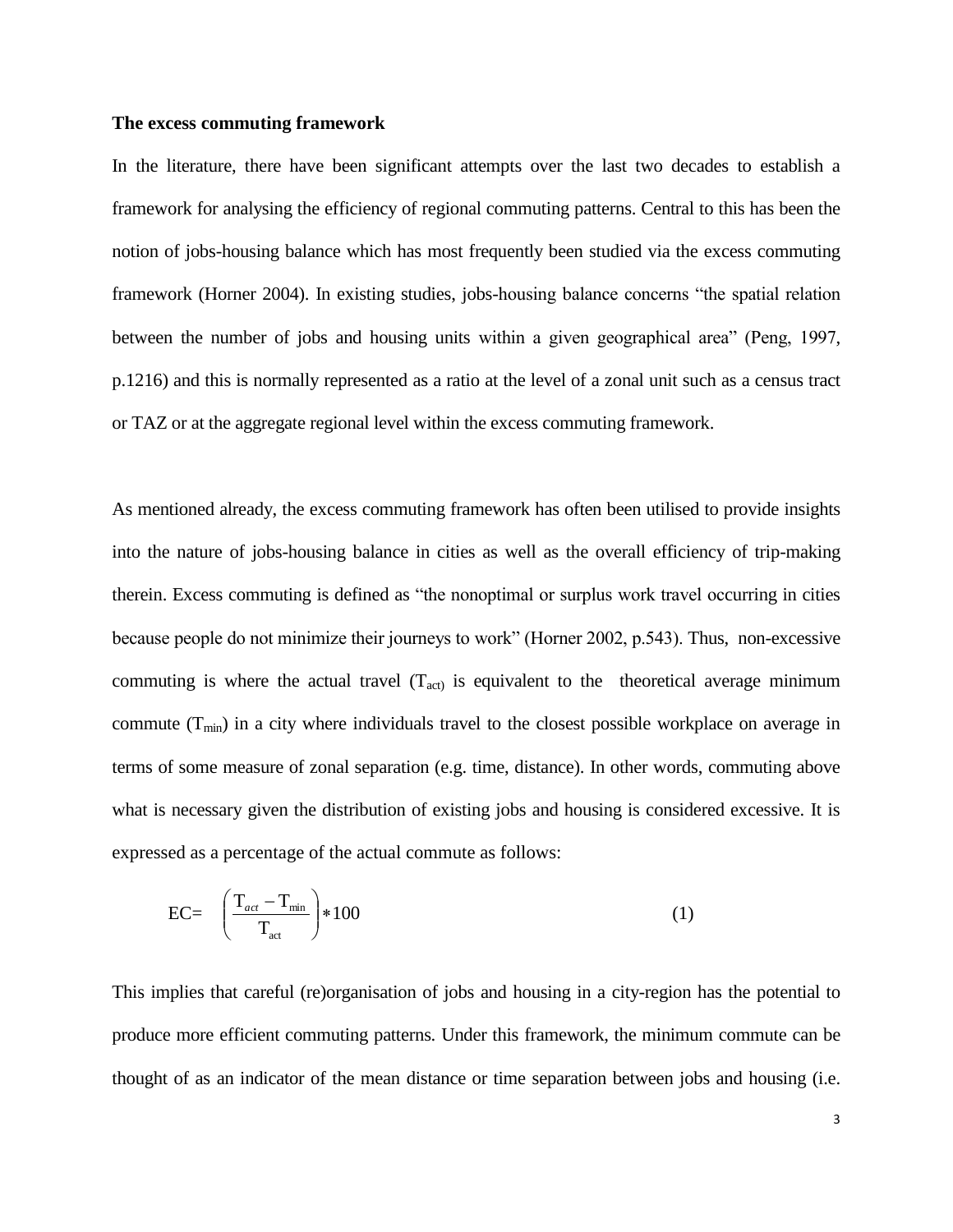**The excess commuting framework**

In the literature, there have been significant attempts over the last two decades to establish a framework for analysing the efficiency of regional commuting patterns. Central to this has been the notion of jobs-housing balance which has most frequently been studied via the excess commuting framework (Horner 2004). In existing studies, jobs-housing balance concerns "the spatial relation between the number of jobs and housing units within a given geographical area" (Peng, 1997, p.1216) and this is normally represented as a ratio at the level of a zonal unit such as a census tract or TAZ or at the aggregate regional level within the excess commuting framework.

As mentioned already, the excess commuting framework has often been utilised to provide insights into the nature of jobs-housing balance in cities as well as the overall efficiency of trip-making therein. Excess commuting is defined as "the nonoptimal or surplus work travel occurring in cities because people do not minimize their journeys to work" (Horner 2002, p.543). Thus, non-excessive commuting is where the actual travel ($T_{act}$) is equivalent to the theoretical average minimum commute ($T_{min}$) in a city where individuals travel to the closest possible workplace on average in terms of some measure of zonal separation (e.g. time, distance). In other words, commuting above what is necessary given the distribution of existing jobs and housing is considered excessive. It is expressed as a percentage of the actual commute as follows:

$$EC = \left( \frac{T_{act} - T_{min}}{T_{act}} \right) * 100 \tag{1}$$

This implies that careful (re)organisation of jobs and housing in a city-region has the potential to produce more efficient commuting patterns. Under this framework, the minimum commute can be thought of as an indicator of the mean distance or time separation between jobs and housing (i.e.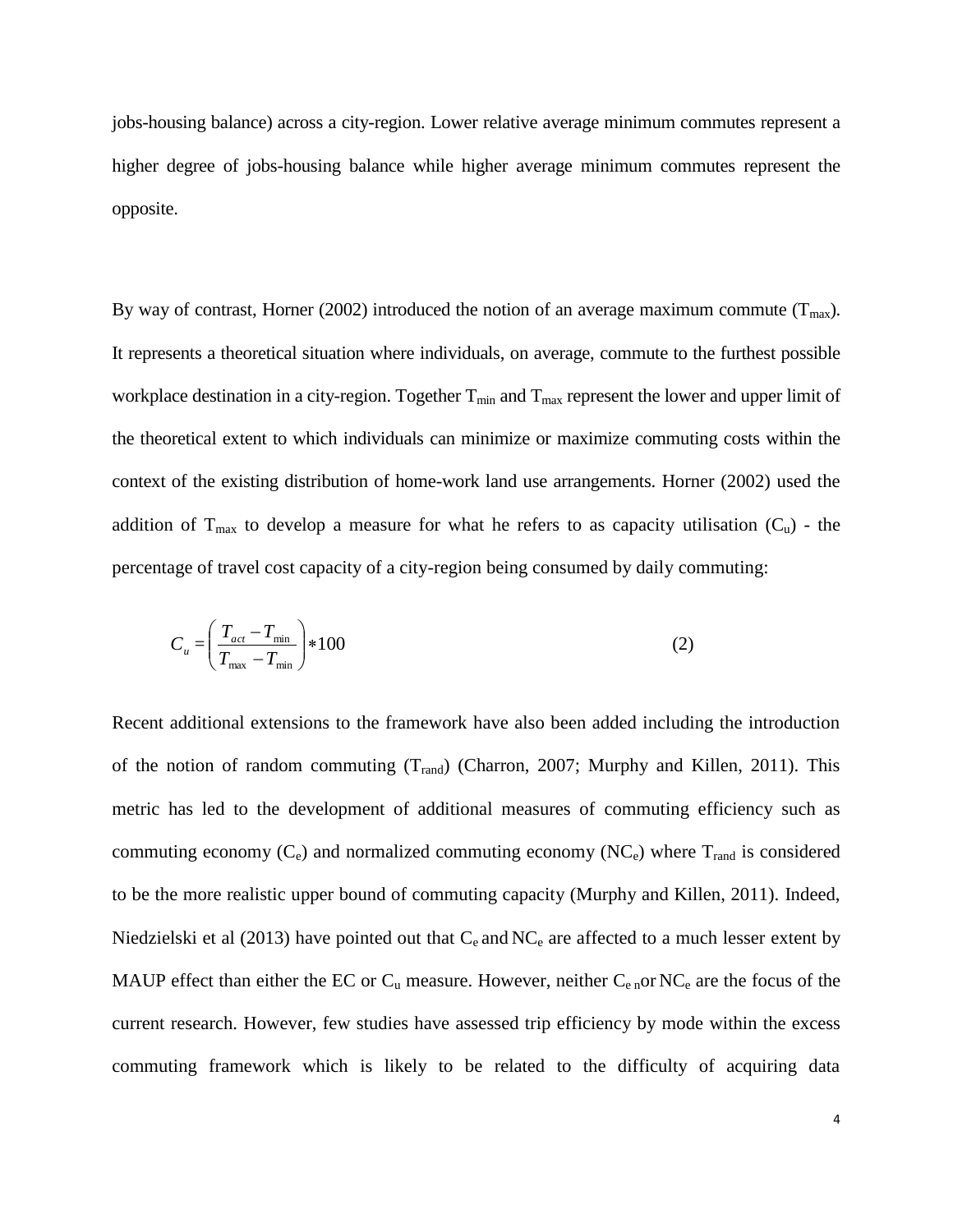jobs-housing balance) across a city-region. Lower relative average minimum commutes represent a higher degree of jobs-housing balance while higher average minimum commutes represent the opposite.

By way of contrast, Horner (2002) introduced the notion of an average maximum commute ($T_{max}$). It represents a theoretical situation where individuals, on average, commute to the furthest possible workplace destination in a city-region. Together $T_{min}$ and $T_{max}$ represent the lower and upper limit of the theoretical extent to which individuals can minimize or maximize commuting costs within the context of the existing distribution of home-work land use arrangements. Horner (2002) used the addition of $T_{max}$ to develop a measure for what he refers to as capacity utilisation ($C_u$) - the percentage of travel cost capacity of a city-region being consumed by daily commuting:

$$C_u = \left( \frac{T_{act} - T_{min}}{T_{max} - T_{min}} \right) * 100 \tag{2}$$

Recent additional extensions to the framework have also been added including the introduction of the notion of random commuting ($T_{rand}$) (Charron, 2007; Murphy and Killen, 2011). This metric has led to the development of additional measures of commuting efficiency such as commuting economy ($C_e$) and normalized commuting economy ($NC_e$) where $T_{rand}$ is considered to be the more realistic upper bound of commuting capacity (Murphy and Killen, 2011). Indeed, Niedzielski et al (2013) have pointed out that $C_e$ and $NC_e$ are affected to a much lesser extent by MAUP effect than either the EC or $C_u$ measure. However, neither $C_{e\ n}$or $NC_e$ are the focus of the current research. However, few studies have assessed trip efficiency by mode within the excess commuting framework which is likely to be related to the difficulty of acquiring data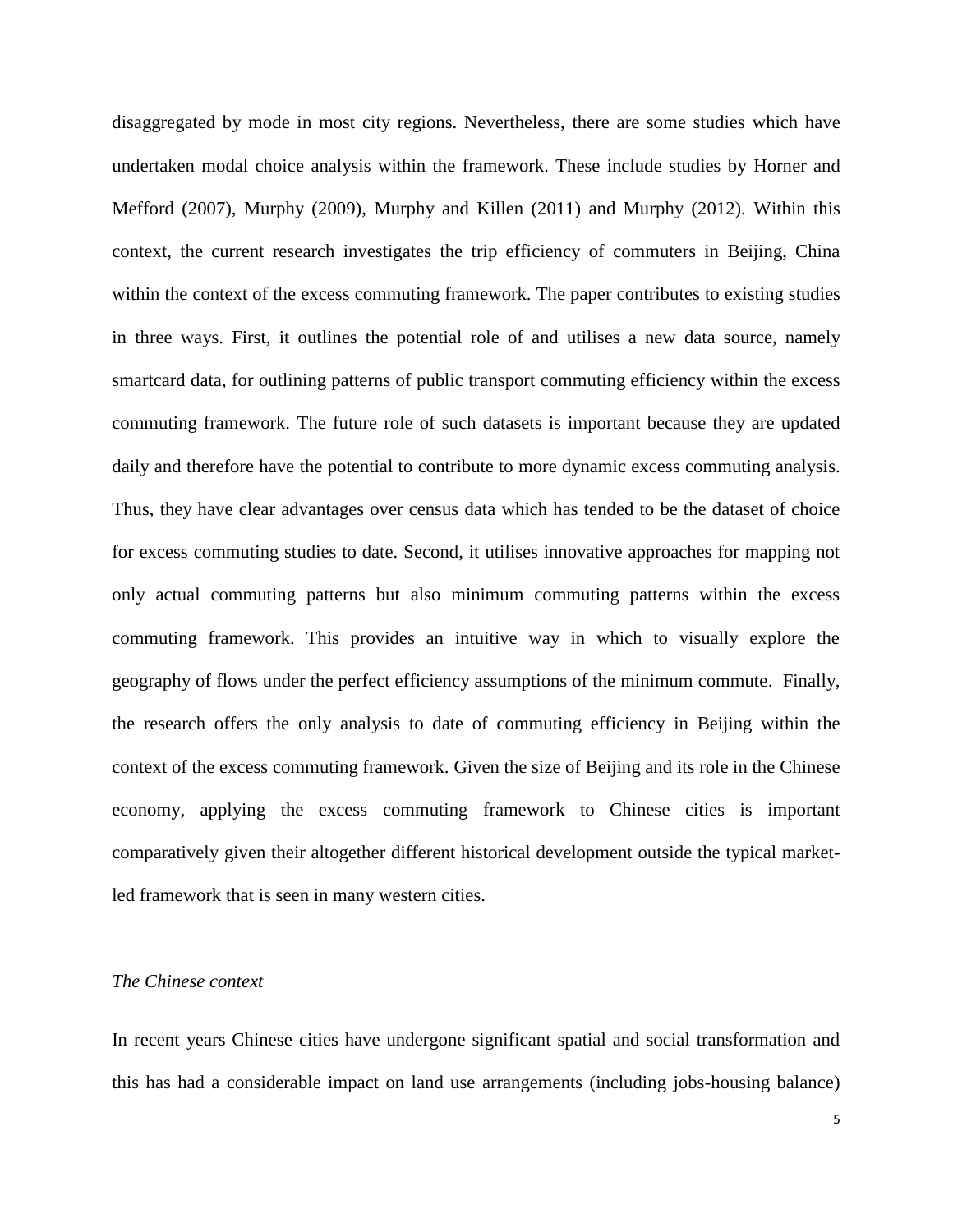disaggregated by mode in most city regions. Nevertheless, there are some studies which have undertaken modal choice analysis within the framework. These include studies by Horner and Mefford (2007), Murphy (2009), Murphy and Killen (2011) and Murphy (2012). Within this context, the current research investigates the trip efficiency of commuters in Beijing, China within the context of the excess commuting framework. The paper contributes to existing studies in three ways. First, it outlines the potential role of and utilises a new data source, namely smartcard data, for outlining patterns of public transport commuting efficiency within the excess commuting framework. The future role of such datasets is important because they are updated daily and therefore have the potential to contribute to more dynamic excess commuting analysis. Thus, they have clear advantages over census data which has tended to be the dataset of choice for excess commuting studies to date. Second, it utilises innovative approaches for mapping not only actual commuting patterns but also minimum commuting patterns within the excess commuting framework. This provides an intuitive way in which to visually explore the geography of flows under the perfect efficiency assumptions of the minimum commute. Finally, the research offers the only analysis to date of commuting efficiency in Beijing within the context of the excess commuting framework. Given the size of Beijing and its role in the Chinese economy, applying the excess commuting framework to Chinese cities is important comparatively given their altogether different historical development outside the typical market-led framework that is seen in many western cities.

*The Chinese context*

In recent years Chinese cities have undergone significant spatial and social transformation and this has had a considerable impact on land use arrangements (including jobs-housing balance)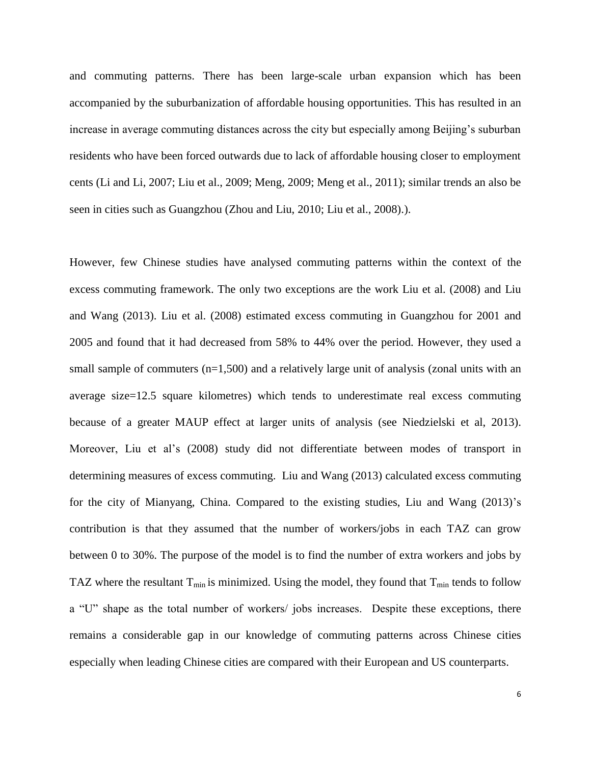and commuting patterns. There has been large-scale urban expansion which has been accompanied by the suburbanization of affordable housing opportunities. This has resulted in an increase in average commuting distances across the city but especially among Beijing's suburban residents who have been forced outwards due to lack of affordable housing closer to employment cents (Li and Li, 2007; Liu et al., 2009; Meng, 2009; Meng et al., 2011); similar trends an also be seen in cities such as Guangzhou (Zhou and Liu, 2010; Liu et al., 2008).).

However, few Chinese studies have analysed commuting patterns within the context of the excess commuting framework. The only two exceptions are the work Liu et al. (2008) and Liu and Wang (2013). Liu et al. (2008) estimated excess commuting in Guangzhou for 2001 and 2005 and found that it had decreased from 58% to 44% over the period. However, they used a small sample of commuters (n=1,500) and a relatively large unit of analysis (zonal units with an average size=12.5 square kilometres) which tends to underestimate real excess commuting because of a greater MAUP effect at larger units of analysis (see Niedzielski et al, 2013). Moreover, Liu et al's (2008) study did not differentiate between modes of transport in determining measures of excess commuting. Liu and Wang (2013) calculated excess commuting for the city of Mianyang, China. Compared to the existing studies, Liu and Wang (2013)'s contribution is that they assumed that the number of workers/jobs in each TAZ can grow between 0 to 30%. The purpose of the model is to find the number of extra workers and jobs by TAZ where the resultant $T_{min}$ is minimized. Using the model, they found that $T_{min}$ tends to follow a "U" shape as the total number of workers/ jobs increases. Despite these exceptions, there remains a considerable gap in our knowledge of commuting patterns across Chinese cities especially when leading Chinese cities are compared with their European and US counterparts.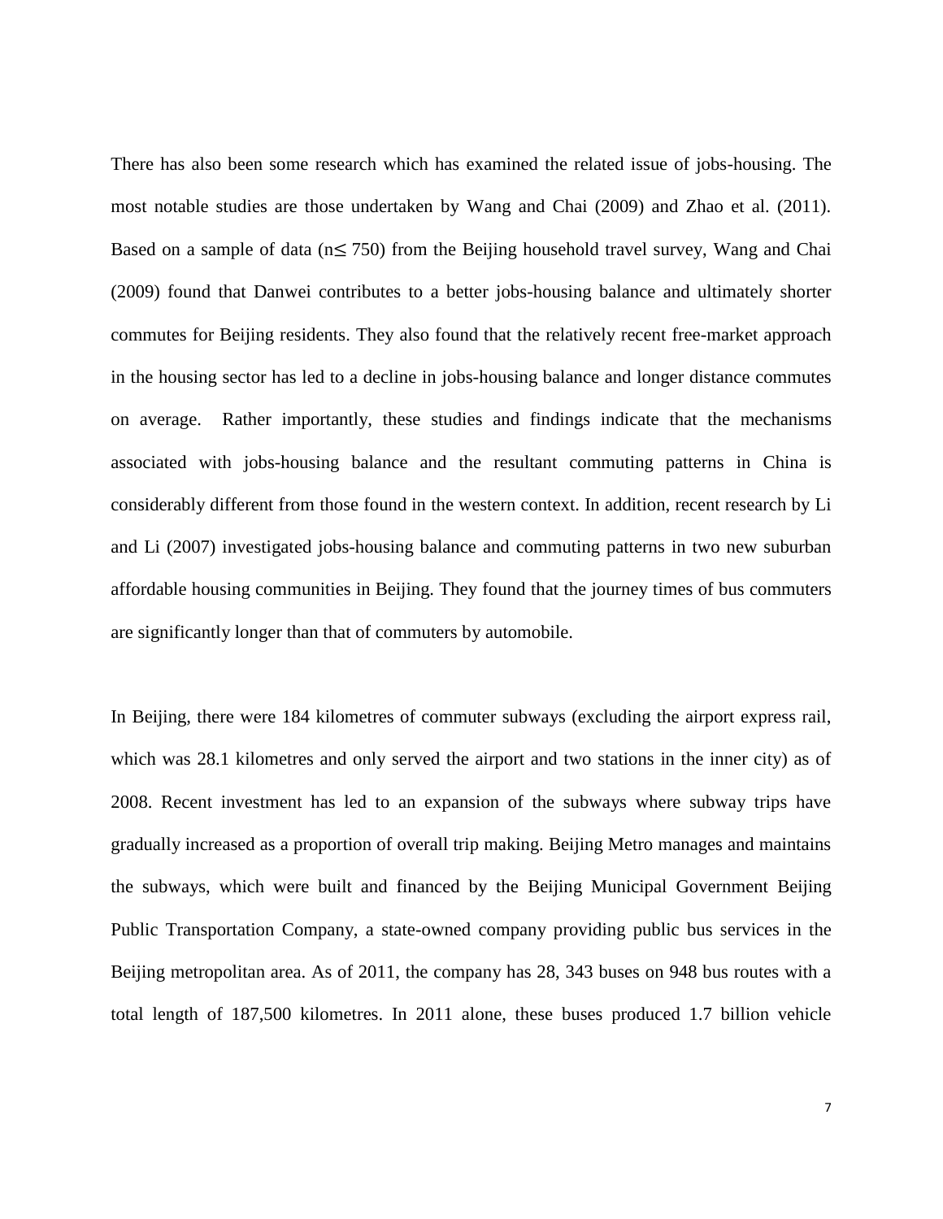There has also been some research which has examined the related issue of jobs-housing. The most notable studies are those undertaken by Wang and Chai (2009) and Zhao et al. (2011). Based on a sample of data ($n \leq 750$) from the Beijing household travel survey, Wang and Chai (2009) found that Danwei contributes to a better jobs-housing balance and ultimately shorter commutes for Beijing residents. They also found that the relatively recent free-market approach in the housing sector has led to a decline in jobs-housing balance and longer distance commutes on average. Rather importantly, these studies and findings indicate that the mechanisms associated with jobs-housing balance and the resultant commuting patterns in China is considerably different from those found in the western context. In addition, recent research by Li and Li (2007) investigated jobs-housing balance and commuting patterns in two new suburban affordable housing communities in Beijing. They found that the journey times of bus commuters are significantly longer than that of commuters by automobile.

In Beijing, there were 184 kilometres of commuter subways (excluding the airport express rail, which was 28.1 kilometres and only served the airport and two stations in the inner city) as of 2008. Recent investment has led to an expansion of the subways where subway trips have gradually increased as a proportion of overall trip making. Beijing Metro manages and maintains the subways, which were built and financed by the Beijing Municipal Government Beijing Public Transportation Company, a state-owned company providing public bus services in the Beijing metropolitan area. As of 2011, the company has 28, 343 buses on 948 bus routes with a total length of 187,500 kilometres. In 2011 alone, these buses produced 1.7 billion vehicle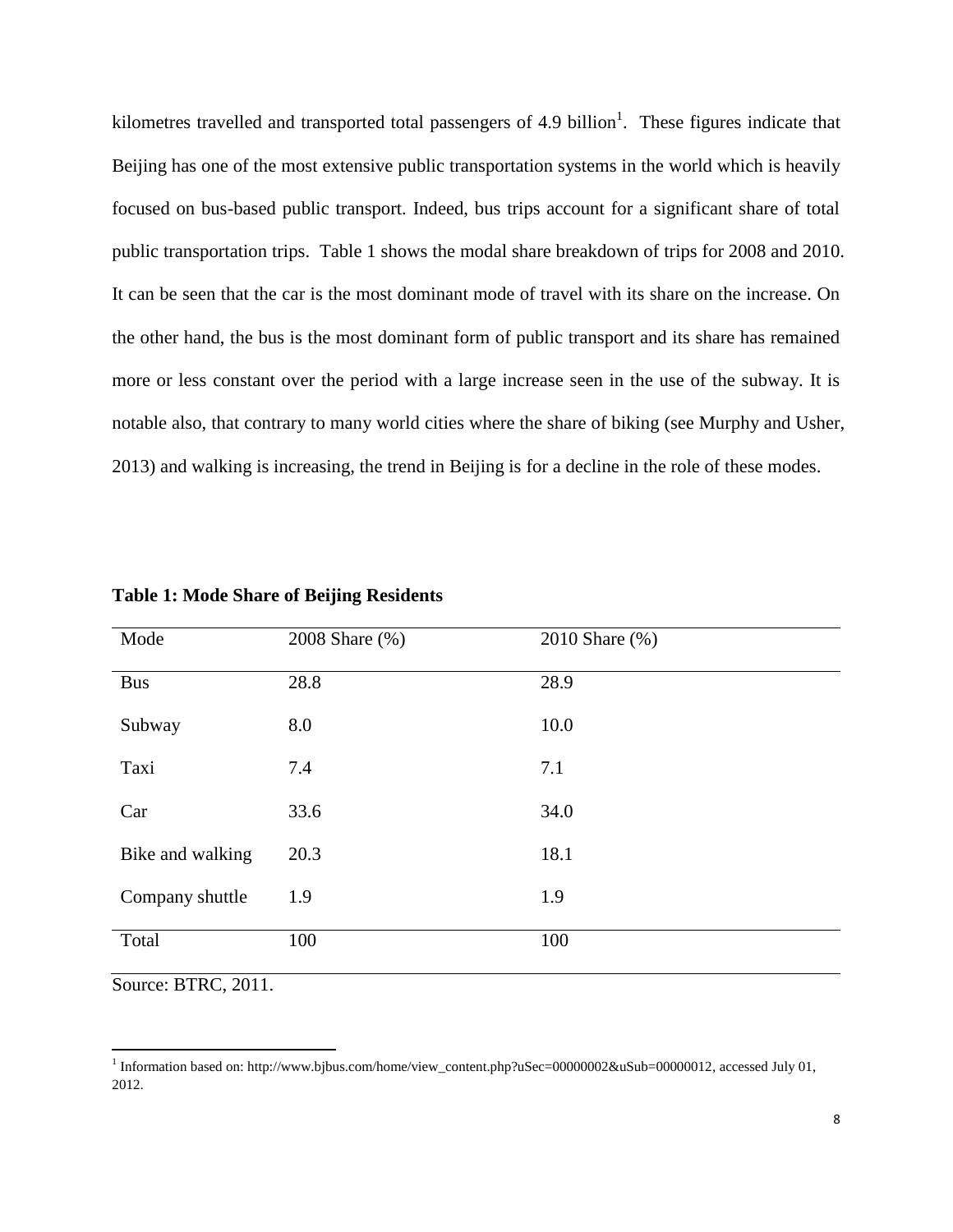kilometres travelled and transported total passengers of 4.9 billion[1]. These figures indicate that Beijing has one of the most extensive public transportation systems in the world which is heavily focused on bus-based public transport. Indeed, bus trips account for a significant share of total public transportation trips. Table 1 shows the modal share breakdown of trips for 2008 and 2010. It can be seen that the car is the most dominant mode of travel with its share on the increase. On the other hand, the bus is the most dominant form of public transport and its share has remained more or less constant over the period with a large increase seen in the use of the subway. It is notable also, that contrary to many world cities where the share of biking (see Murphy and Usher, 2013) and walking is increasing, the trend in Beijing is for a decline in the role of these modes.

**Table 1: Mode Share of Beijing Residents**

| Mode | 2008 Share (%) | 2010 Share (%) |
|---|---|---|
| Bus | 28.8 | 28.9 |
| Subway | 8.0 | 10.0 |
| Taxi | 7.4 | 7.1 |
| Car | 33.6 | 34.0 |
| Bike and walking | 20.3 | 18.1 |
| Company shuttle | 1.9 | 1.9 |
| Total | 100 | 100 |

Source: BTRC, 2011.

[1] Information based on: http://www.bjbus.com/home/view_content.php?uSec=00000002&uSub=00000012, accessed July 01, 2012.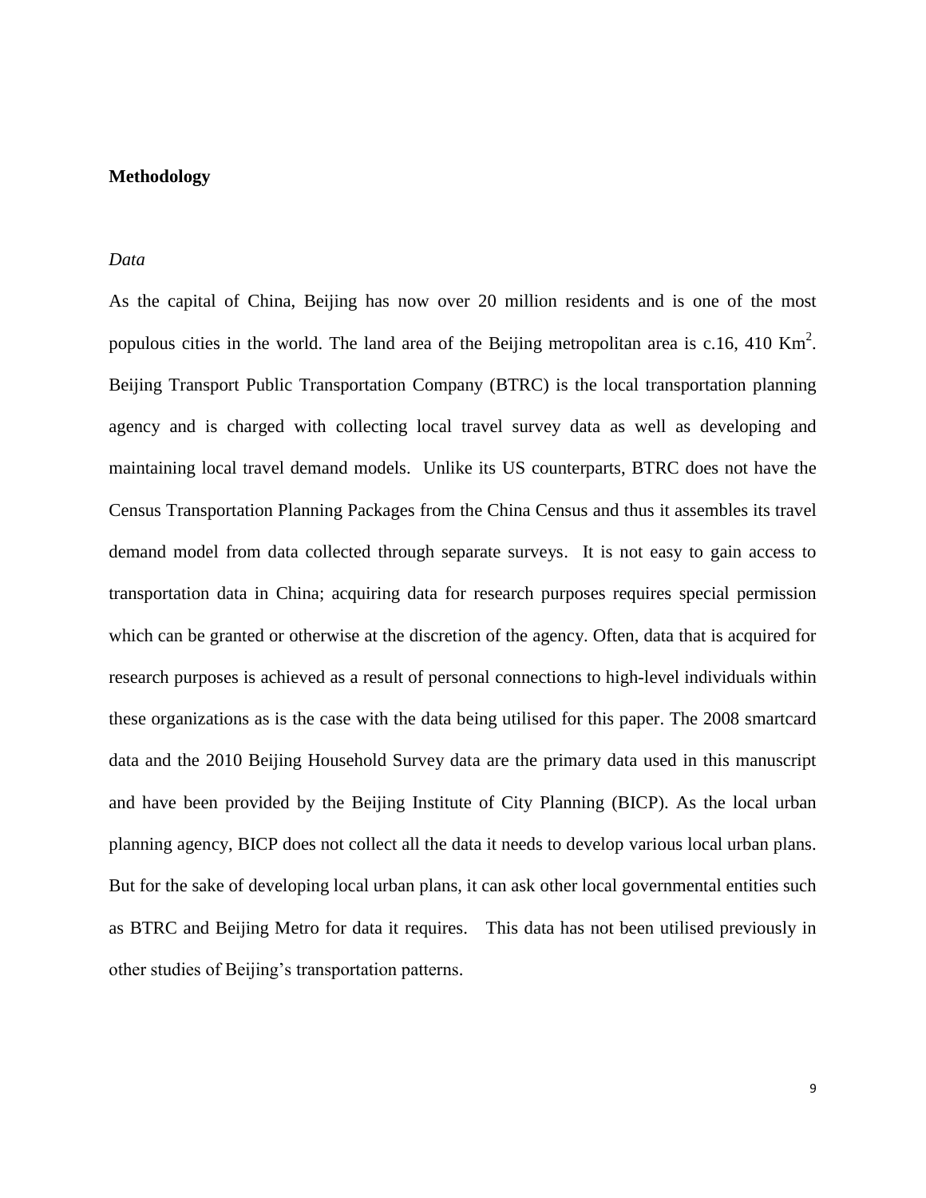## Methodology

### *Data*

As the capital of China, Beijing has now over 20 million residents and is one of the most populous cities in the world. The land area of the Beijing metropolitan area is c.16, 410 $Km^2$. Beijing Transport Public Transportation Company (BTRC) is the local transportation planning agency and is charged with collecting local travel survey data as well as developing and maintaining local travel demand models. Unlike its US counterparts, BTRC does not have the Census Transportation Planning Packages from the China Census and thus it assembles its travel demand model from data collected through separate surveys. It is not easy to gain access to transportation data in China; acquiring data for research purposes requires special permission which can be granted or otherwise at the discretion of the agency. Often, data that is acquired for research purposes is achieved as a result of personal connections to high-level individuals within these organizations as is the case with the data being utilised for this paper. The 2008 smartcard data and the 2010 Beijing Household Survey data are the primary data used in this manuscript and have been provided by the Beijing Institute of City Planning (BICP). As the local urban planning agency, BICP does not collect all the data it needs to develop various local urban plans. But for the sake of developing local urban plans, it can ask other local governmental entities such as BTRC and Beijing Metro for data it requires. This data has not been utilised previously in other studies of Beijing's transportation patterns.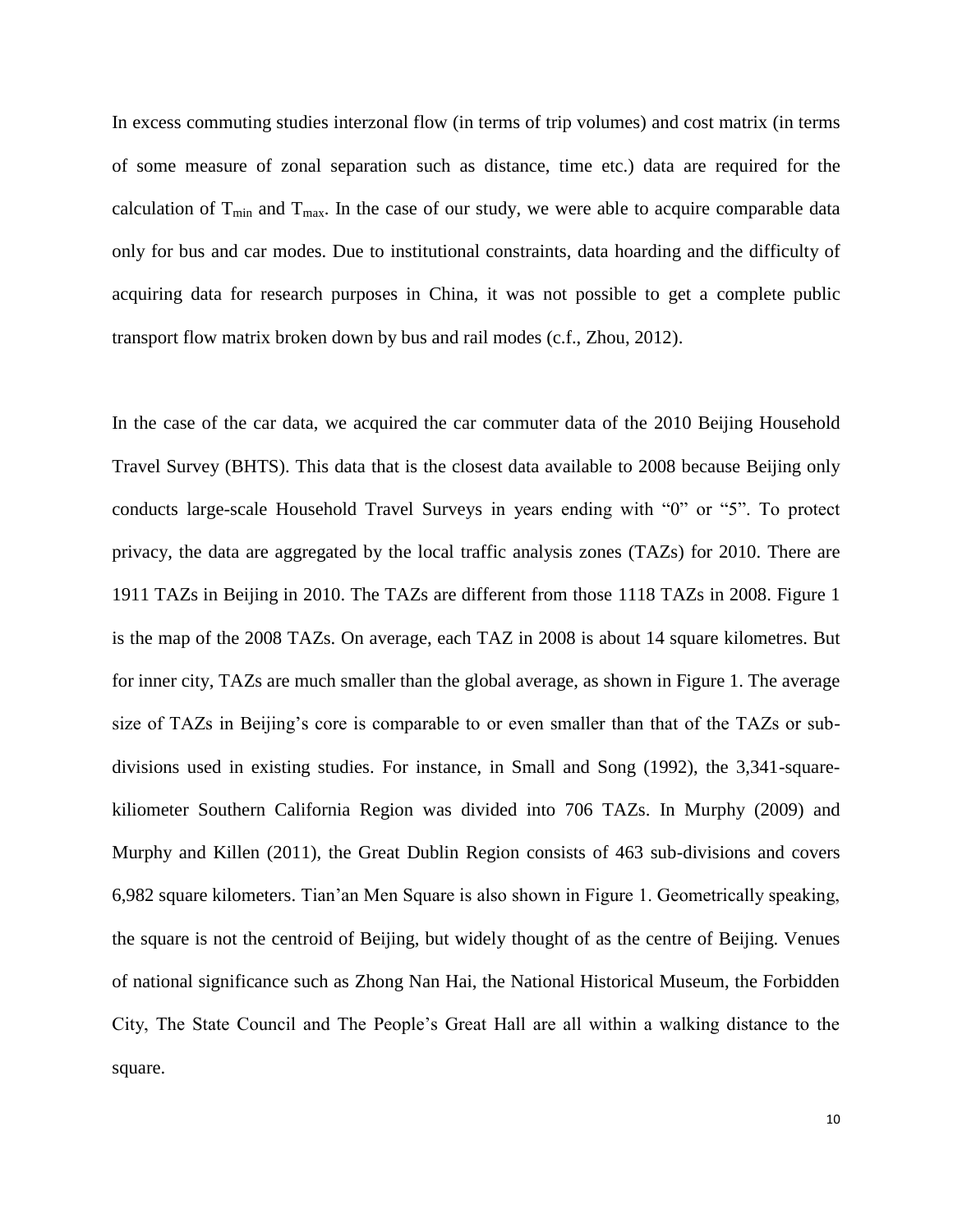In excess commuting studies interzonal flow (in terms of trip volumes) and cost matrix (in terms of some measure of zonal separation such as distance, time etc.) data are required for the calculation of $T_{min}$ and $T_{max}$. In the case of our study, we were able to acquire comparable data only for bus and car modes. Due to institutional constraints, data hoarding and the difficulty of acquiring data for research purposes in China, it was not possible to get a complete public transport flow matrix broken down by bus and rail modes (c.f., Zhou, 2012).

In the case of the car data, we acquired the car commuter data of the 2010 Beijing Household Travel Survey (BHTS). This data that is the closest data available to 2008 because Beijing only conducts large-scale Household Travel Surveys in years ending with "0" or "5". To protect privacy, the data are aggregated by the local traffic analysis zones (TAZs) for 2010. There are 1911 TAZs in Beijing in 2010. The TAZs are different from those 1118 TAZs in 2008. Figure 1 is the map of the 2008 TAZs. On average, each TAZ in 2008 is about 14 square kilometres. But for inner city, TAZs are much smaller than the global average, as shown in Figure 1. The average size of TAZs in Beijing's core is comparable to or even smaller than that of the TAZs or sub-divisions used in existing studies. For instance, in Small and Song (1992), the 3,341-square-kiliometer Southern California Region was divided into 706 TAZs. In Murphy (2009) and Murphy and Killen (2011), the Great Dublin Region consists of 463 sub-divisions and covers 6,982 square kilometers. Tian'an Men Square is also shown in Figure 1. Geometrically speaking, the square is not the centroid of Beijing, but widely thought of as the centre of Beijing. Venues of national significance such as Zhong Nan Hai, the National Historical Museum, the Forbidden City, The State Council and The People's Great Hall are all within a walking distance to the square.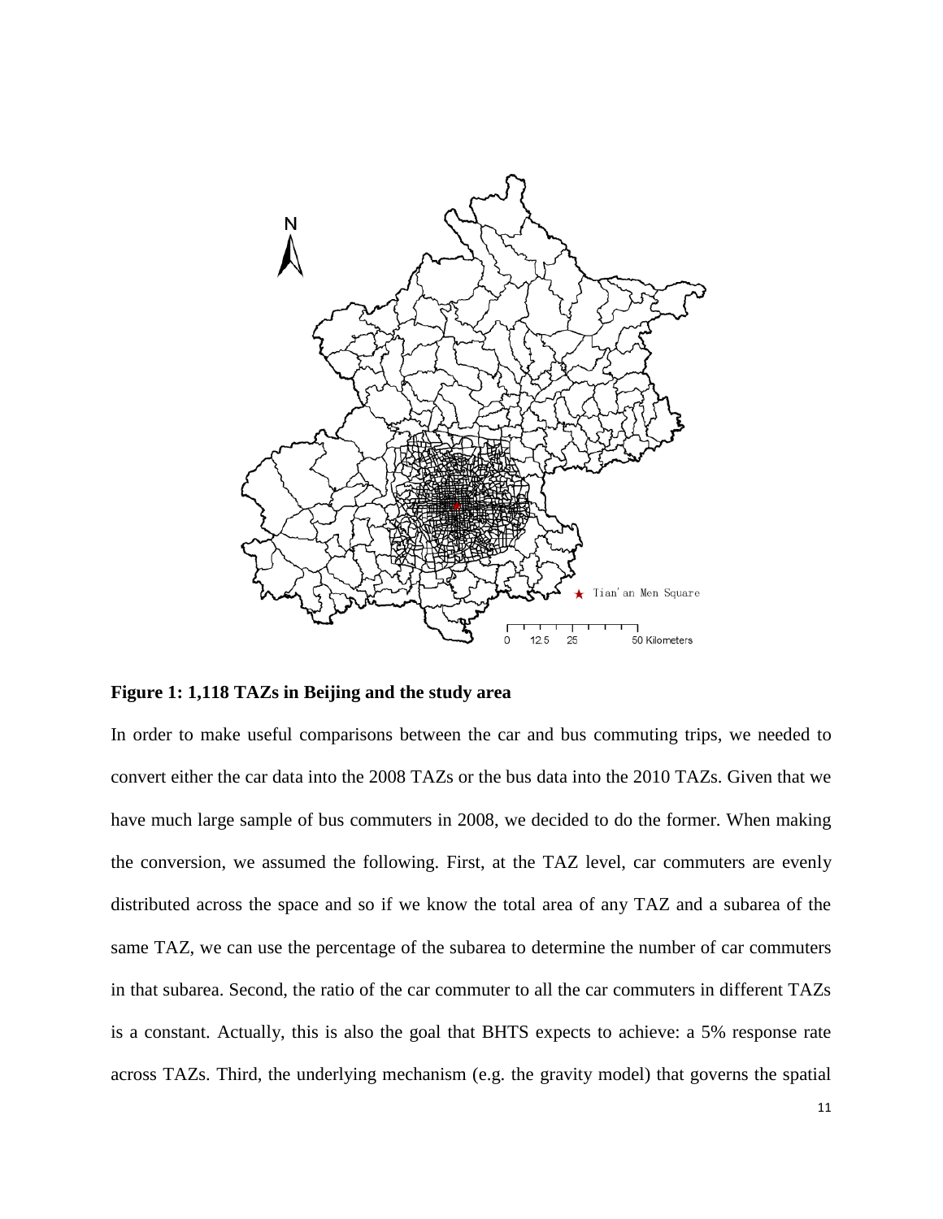**Figure 1: 1,118 TAZs in Beijing and the study area**

In order to make useful comparisons between the car and bus commuting trips, we needed to convert either the car data into the 2008 TAZs or the bus data into the 2010 TAZs. Given that we have much large sample of bus commuters in 2008, we decided to do the former. When making the conversion, we assumed the following. First, at the TAZ level, car commuters are evenly distributed across the space and so if we know the total area of any TAZ and a subarea of the same TAZ, we can use the percentage of the subarea to determine the number of car commuters in that subarea. Second, the ratio of the car commuter to all the car commuters in different TAZs is a constant. Actually, this is also the goal that BHTS expects to achieve: a 5% response rate across TAZs. Third, the underlying mechanism (e.g. the gravity model) that governs the spatial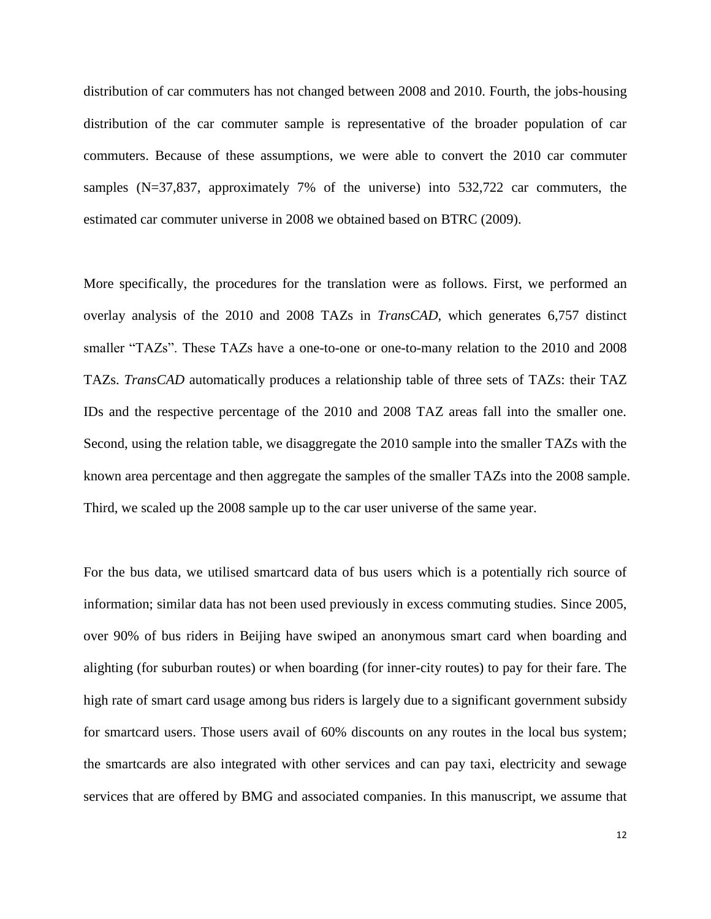distribution of car commuters has not changed between 2008 and 2010. Fourth, the jobs-housing distribution of the car commuter sample is representative of the broader population of car commuters. Because of these assumptions, we were able to convert the 2010 car commuter samples (N=37,837, approximately 7% of the universe) into 532,722 car commuters, the estimated car commuter universe in 2008 we obtained based on BTRC (2009).

More specifically, the procedures for the translation were as follows. First, we performed an overlay analysis of the 2010 and 2008 TAZs in *TransCAD*, which generates 6,757 distinct smaller "TAZs". These TAZs have a one-to-one or one-to-many relation to the 2010 and 2008 TAZs. *TransCAD* automatically produces a relationship table of three sets of TAZs: their TAZ IDs and the respective percentage of the 2010 and 2008 TAZ areas fall into the smaller one. Second, using the relation table, we disaggregate the 2010 sample into the smaller TAZs with the known area percentage and then aggregate the samples of the smaller TAZs into the 2008 sample. Third, we scaled up the 2008 sample up to the car user universe of the same year.

For the bus data, we utilised smartcard data of bus users which is a potentially rich source of information; similar data has not been used previously in excess commuting studies. Since 2005, over 90% of bus riders in Beijing have swiped an anonymous smart card when boarding and alighting (for suburban routes) or when boarding (for inner-city routes) to pay for their fare. The high rate of smart card usage among bus riders is largely due to a significant government subsidy for smartcard users. Those users avail of 60% discounts on any routes in the local bus system; the smartcards are also integrated with other services and can pay taxi, electricity and sewage services that are offered by BMG and associated companies. In this manuscript, we assume that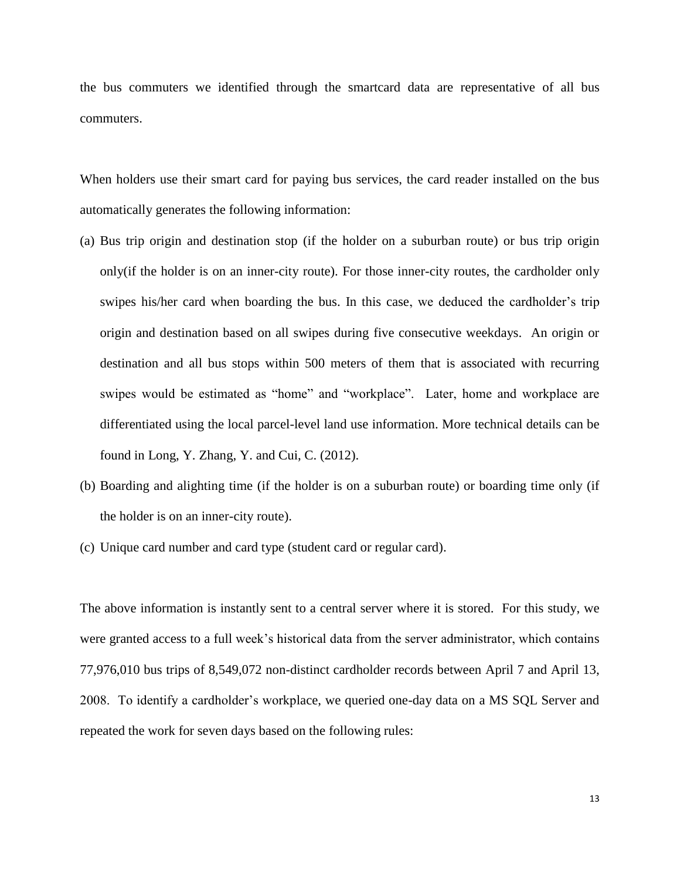the bus commuters we identified through the smartcard data are representative of all bus commuters.

When holders use their smart card for paying bus services, the card reader installed on the bus automatically generates the following information:

(a) Bus trip origin and destination stop (if the holder on a suburban route) or bus trip origin only(if the holder is on an inner-city route). For those inner-city routes, the cardholder only swipes his/her card when boarding the bus. In this case, we deduced the cardholder's trip origin and destination based on all swipes during five consecutive weekdays. An origin or destination and all bus stops within 500 meters of them that is associated with recurring swipes would be estimated as "home" and "workplace". Later, home and workplace are differentiated using the local parcel-level land use information. More technical details can be found in Long, Y. Zhang, Y. and Cui, C. (2012).

(b) Boarding and alighting time (if the holder is on a suburban route) or boarding time only (if the holder is on an inner-city route).

(c) Unique card number and card type (student card or regular card).

The above information is instantly sent to a central server where it is stored. For this study, we were granted access to a full week's historical data from the server administrator, which contains 77,976,010 bus trips of 8,549,072 non-distinct cardholder records between April 7 and April 13, 2008. To identify a cardholder's workplace, we queried one-day data on a MS SQL Server and repeated the work for seven days based on the following rules: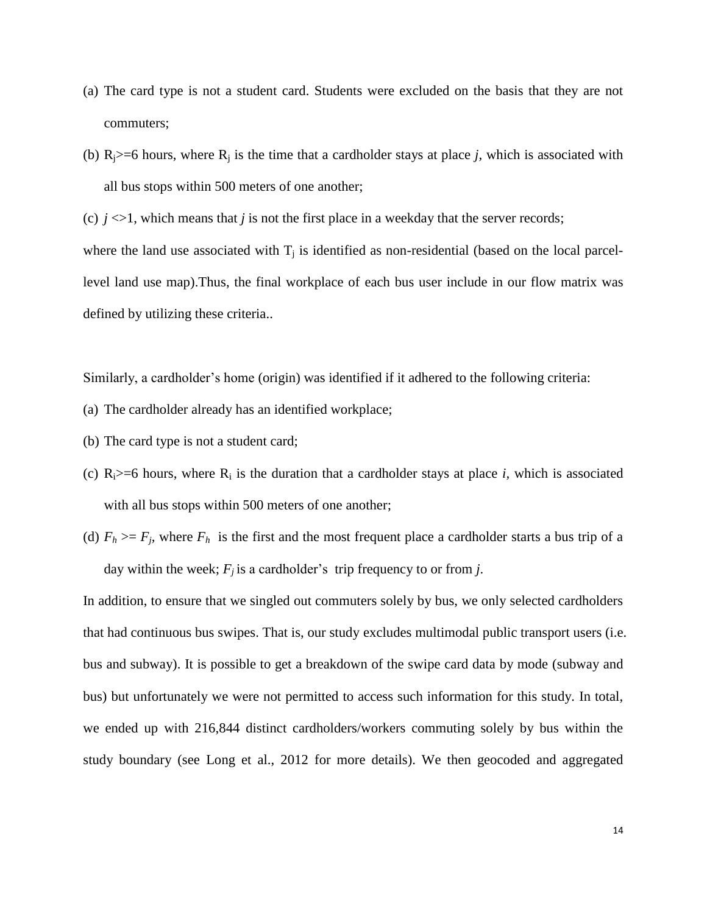(a) The card type is not a student card. Students were excluded on the basis that they are not commuters;

(b) $R_j$>=6 hours, where $R_j$ is the time that a cardholder stays at place *j*, which is associated with all bus stops within 500 meters of one another;

(c) *j* <>1, which means that *j* is not the first place in a weekday that the server records;

where the land use associated with $T_j$ is identified as non-residential (based on the local parcel-level land use map).Thus, the final workplace of each bus user include in our flow matrix was defined by utilizing these criteria..

Similarly, a cardholder's home (origin) was identified if it adhered to the following criteria:

(a) The cardholder already has an identified workplace;

(b) The card type is not a student card;

(c) $R_i$>=6 hours, where $R_i$ is the duration that a cardholder stays at place *i*, which is associated with all bus stops within 500 meters of one another;

(d) $F_h >= F_j$, where $F_h$ is the first and the most frequent place a cardholder starts a bus trip of a day within the week; $F_j$ is a cardholder's trip frequency to or from *j*.

In addition, to ensure that we singled out commuters solely by bus, we only selected cardholders that had continuous bus swipes. That is, our study excludes multimodal public transport users (i.e. bus and subway). It is possible to get a breakdown of the swipe card data by mode (subway and bus) but unfortunately we were not permitted to access such information for this study. In total, we ended up with 216,844 distinct cardholders/workers commuting solely by bus within the study boundary (see Long et al., 2012 for more details). We then geocoded and aggregated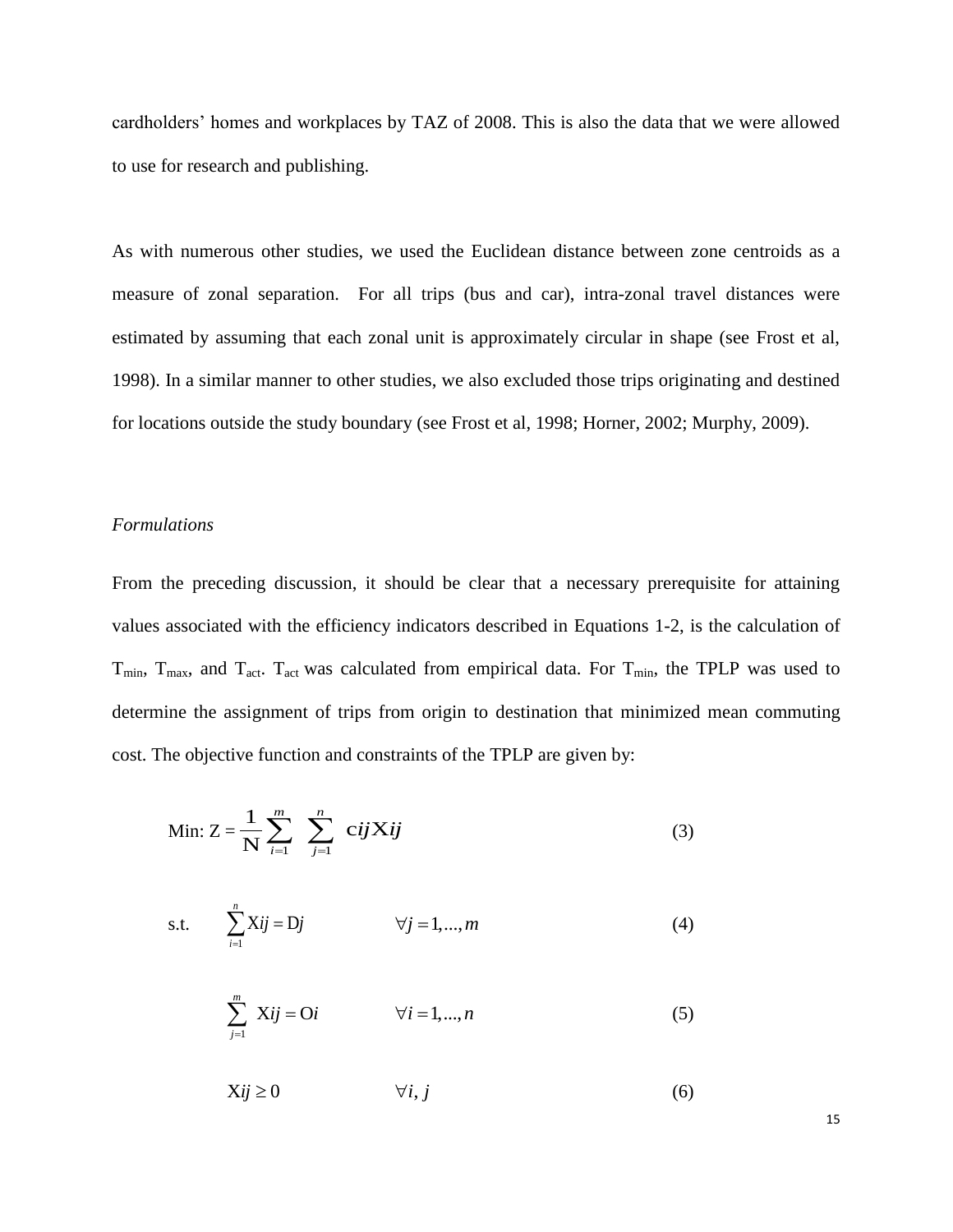cardholders' homes and workplaces by TAZ of 2008. This is also the data that we were allowed to use for research and publishing.

As with numerous other studies, we used the Euclidean distance between zone centroids as a measure of zonal separation. For all trips (bus and car), intra-zonal travel distances were estimated by assuming that each zonal unit is approximately circular in shape (see Frost et al, 1998). In a similar manner to other studies, we also excluded those trips originating and destined for locations outside the study boundary (see Frost et al, 1998; Horner, 2002; Murphy, 2009).

*Formulations*

From the preceding discussion, it should be clear that a necessary prerequisite for attaining values associated with the efficiency indicators described in Equations 1-2, is the calculation of $T_{min}$, $T_{max}$, and $T_{act}$. $T_{act}$ was calculated from empirical data. For $T_{min}$, the TPLP was used to determine the assignment of trips from origin to destination that minimized mean commuting cost. The objective function and constraints of the TPLP are given by:

$$\text{Min: } Z = \frac{1}{N} \sum_{i=1}^{m} \sum_{j=1}^{n} c_{ij} X_{ij} \tag{3}$$

$$\text{s.t.} \quad \sum_{i=1}^{n} X_{ij} = D_j \qquad \forall j = 1,...,m \tag{4}$$

$$\sum_{j=1}^{m} X_{ij} = O_i \qquad \forall i = 1,...,n \tag{5}$$

$$X_{ij} \geq 0 \qquad \forall i, j \tag{6}$$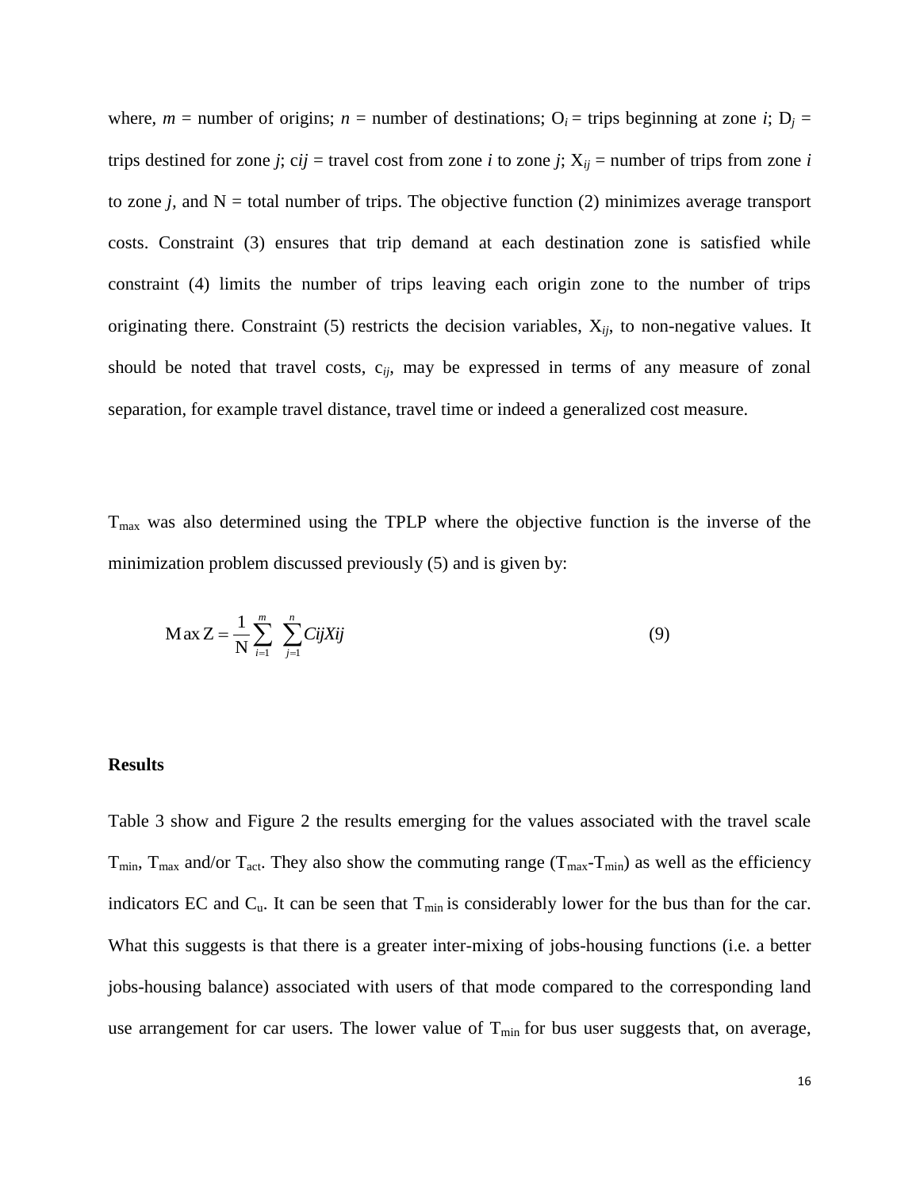where, $m$ = number of origins; $n$ = number of destinations; $O_i$ = trips beginning at zone $i$; $D_j$ = trips destined for zone $j$; $cij$ = travel cost from zone $i$ to zone $j$; $X_{ij}$ = number of trips from zone $i$ to zone $j$, and N = total number of trips. The objective function (2) minimizes average transport costs. Constraint (3) ensures that trip demand at each destination zone is satisfied while constraint (4) limits the number of trips leaving each origin zone to the number of trips originating there. Constraint (5) restricts the decision variables, $X_{ij}$, to non-negative values. It should be noted that travel costs, $c_{ij}$, may be expressed in terms of any measure of zonal separation, for example travel distance, travel time or indeed a generalized cost measure.

$T_{max}$ was also determined using the TPLP where the objective function is the inverse of the minimization problem discussed previously (5) and is given by:

$$\text{Max Z} = \frac{1}{\text{N}} \sum_{i=1}^{m} \sum_{j=1}^{n} CijXij \tag{9}$$

**Results**

Table 3 show and Figure 2 the results emerging for the values associated with the travel scale $T_{min}$, $T_{max}$ and/or $T_{act}$. They also show the commuting range ($T_{max}$-$T_{min}$) as well as the efficiency indicators EC and $C_u$. It can be seen that $T_{min}$ is considerably lower for the bus than for the car. What this suggests is that there is a greater inter-mixing of jobs-housing functions (i.e. a better jobs-housing balance) associated with users of that mode compared to the corresponding land use arrangement for car users. The lower value of $T_{min}$ for bus user suggests that, on average,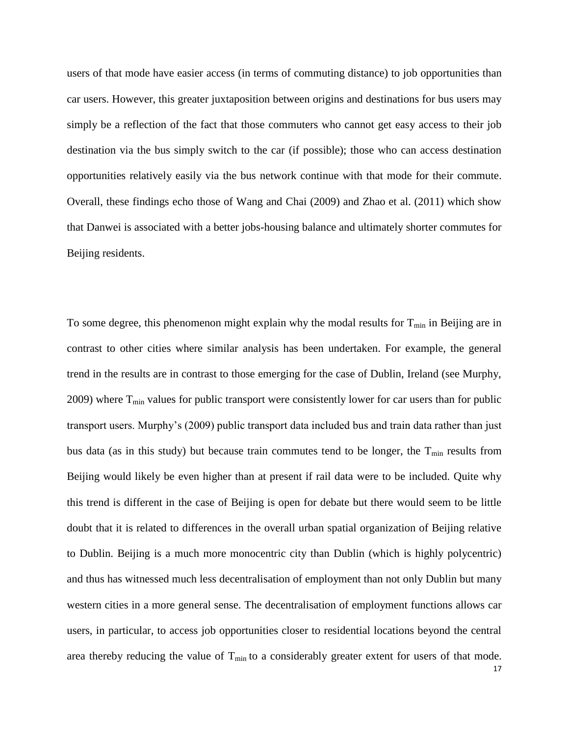users of that mode have easier access (in terms of commuting distance) to job opportunities than car users. However, this greater juxtaposition between origins and destinations for bus users may simply be a reflection of the fact that those commuters who cannot get easy access to their job destination via the bus simply switch to the car (if possible); those who can access destination opportunities relatively easily via the bus network continue with that mode for their commute. Overall, these findings echo those of Wang and Chai (2009) and Zhao et al. (2011) which show that Danwei is associated with a better jobs-housing balance and ultimately shorter commutes for Beijing residents.

To some degree, this phenomenon might explain why the modal results for $T_{min}$ in Beijing are in contrast to other cities where similar analysis has been undertaken. For example, the general trend in the results are in contrast to those emerging for the case of Dublin, Ireland (see Murphy, 2009) where $T_{min}$ values for public transport were consistently lower for car users than for public transport users. Murphy's (2009) public transport data included bus and train data rather than just bus data (as in this study) but because train commutes tend to be longer, the $T_{min}$ results from Beijing would likely be even higher than at present if rail data were to be included. Quite why this trend is different in the case of Beijing is open for debate but there would seem to be little doubt that it is related to differences in the overall urban spatial organization of Beijing relative to Dublin. Beijing is a much more monocentric city than Dublin (which is highly polycentric) and thus has witnessed much less decentralisation of employment than not only Dublin but many western cities in a more general sense. The decentralisation of employment functions allows car users, in particular, to access job opportunities closer to residential locations beyond the central area thereby reducing the value of $T_{min}$ to a considerably greater extent for users of that mode.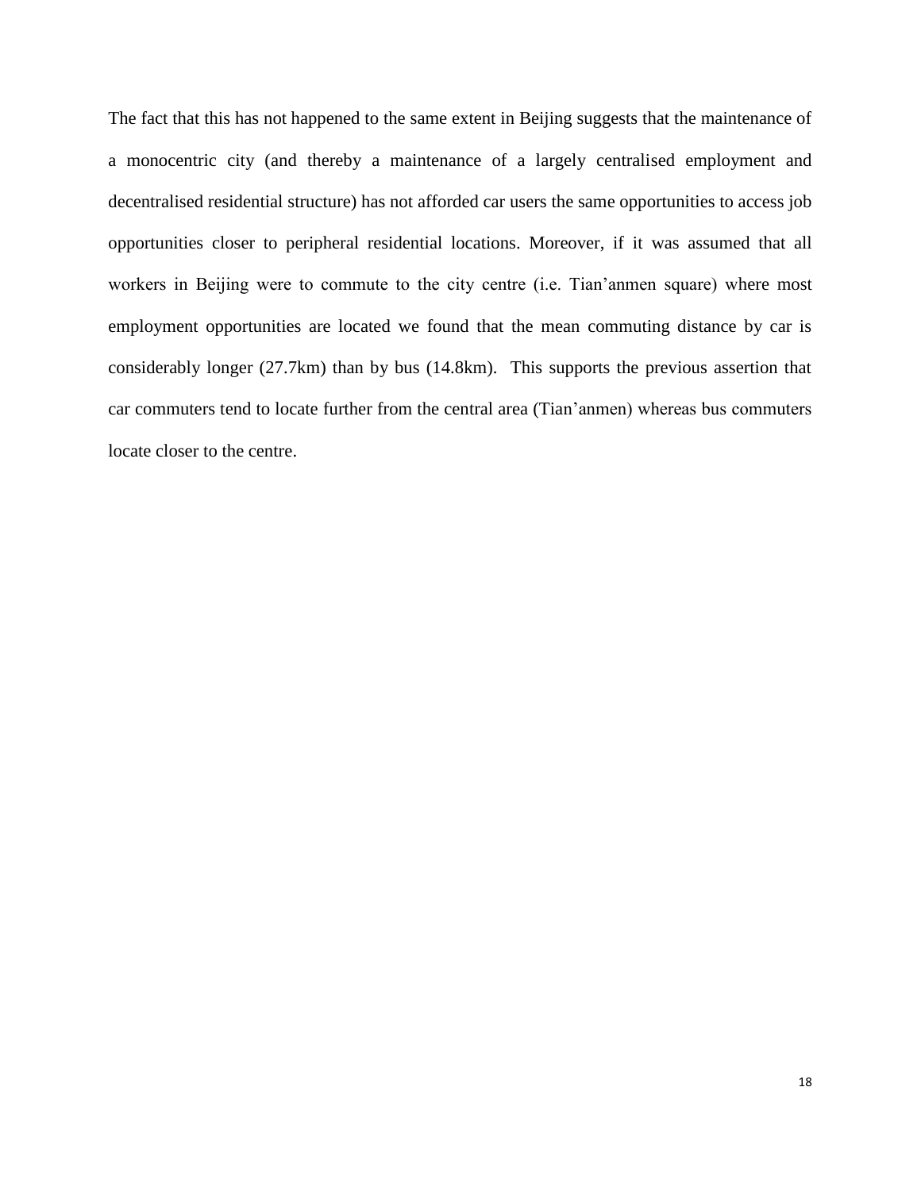The fact that this has not happened to the same extent in Beijing suggests that the maintenance of a monocentric city (and thereby a maintenance of a largely centralised employment and decentralised residential structure) has not afforded car users the same opportunities to access job opportunities closer to peripheral residential locations. Moreover, if it was assumed that all workers in Beijing were to commute to the city centre (i.e. Tian'anmen square) where most employment opportunities are located we found that the mean commuting distance by car is considerably longer (27.7km) than by bus (14.8km). This supports the previous assertion that car commuters tend to locate further from the central area (Tian'anmen) whereas bus commuters locate closer to the centre.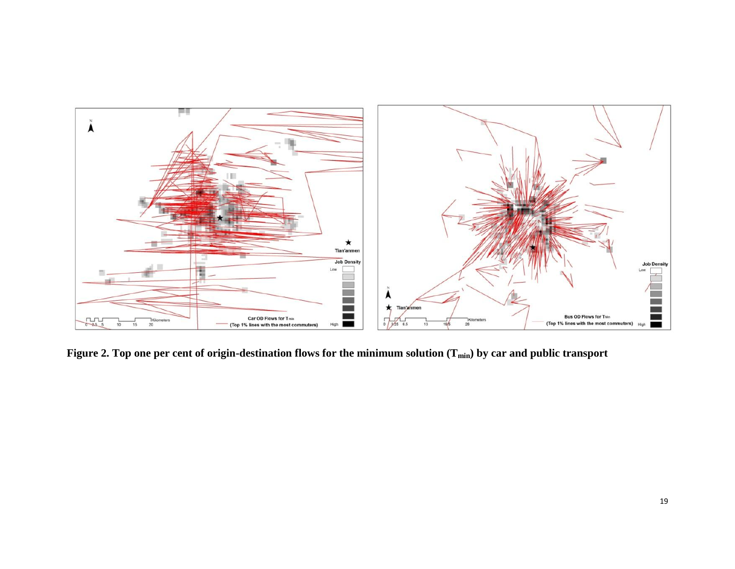**Figure 2. Top one per cent of origin-destination flows for the minimum solution ($T_{min}$) by car and public transport**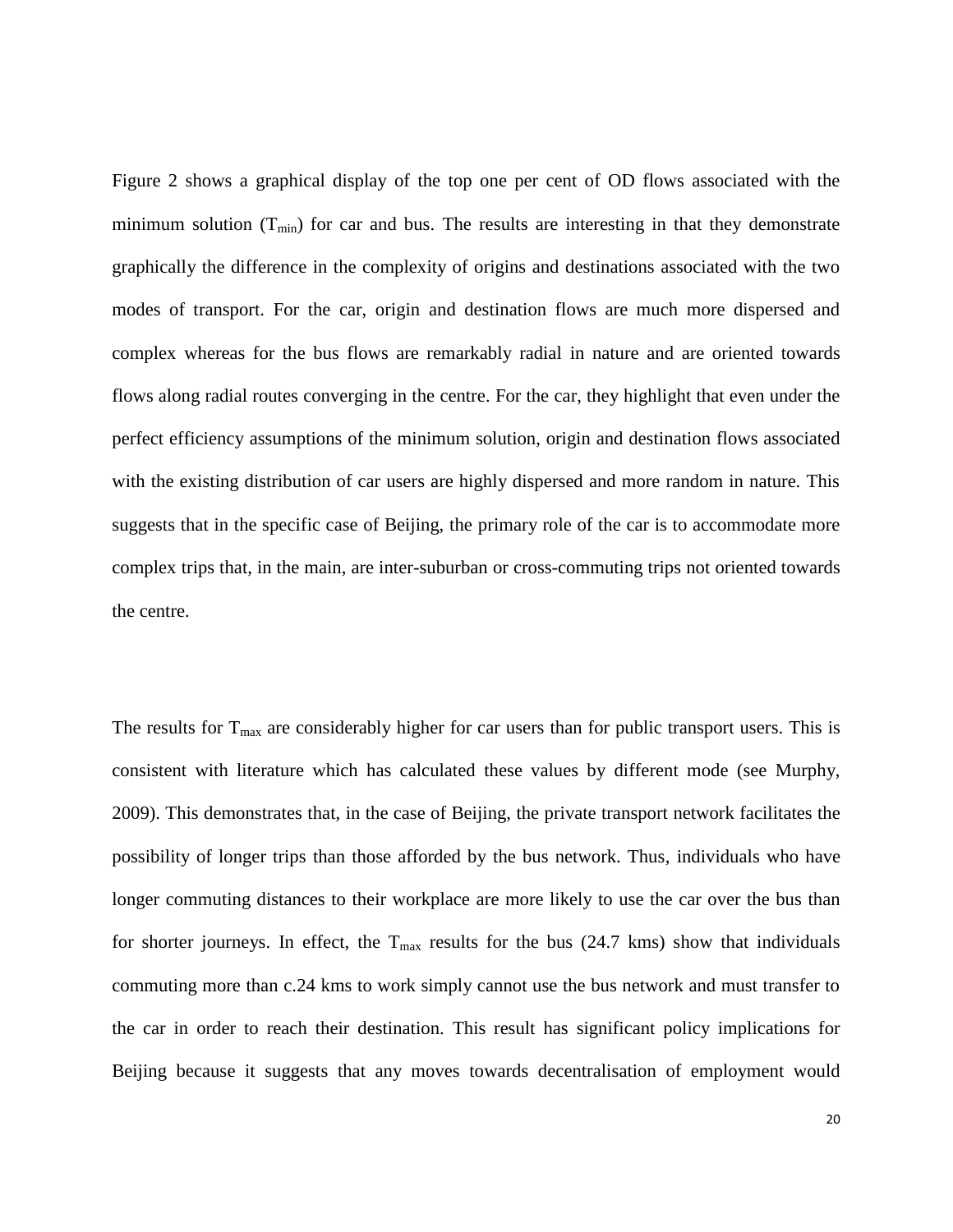Figure 2 shows a graphical display of the top one per cent of OD flows associated with the minimum solution ($T_{min}$) for car and bus. The results are interesting in that they demonstrate graphically the difference in the complexity of origins and destinations associated with the two modes of transport. For the car, origin and destination flows are much more dispersed and complex whereas for the bus flows are remarkably radial in nature and are oriented towards flows along radial routes converging in the centre. For the car, they highlight that even under the perfect efficiency assumptions of the minimum solution, origin and destination flows associated with the existing distribution of car users are highly dispersed and more random in nature. This suggests that in the specific case of Beijing, the primary role of the car is to accommodate more complex trips that, in the main, are inter-suburban or cross-commuting trips not oriented towards the centre.

The results for $T_{max}$ are considerably higher for car users than for public transport users. This is consistent with literature which has calculated these values by different mode (see Murphy, 2009). This demonstrates that, in the case of Beijing, the private transport network facilitates the possibility of longer trips than those afforded by the bus network. Thus, individuals who have longer commuting distances to their workplace are more likely to use the car over the bus than for shorter journeys. In effect, the $T_{max}$ results for the bus (24.7 kms) show that individuals commuting more than c.24 kms to work simply cannot use the bus network and must transfer to the car in order to reach their destination. This result has significant policy implications for Beijing because it suggests that any moves towards decentralisation of employment would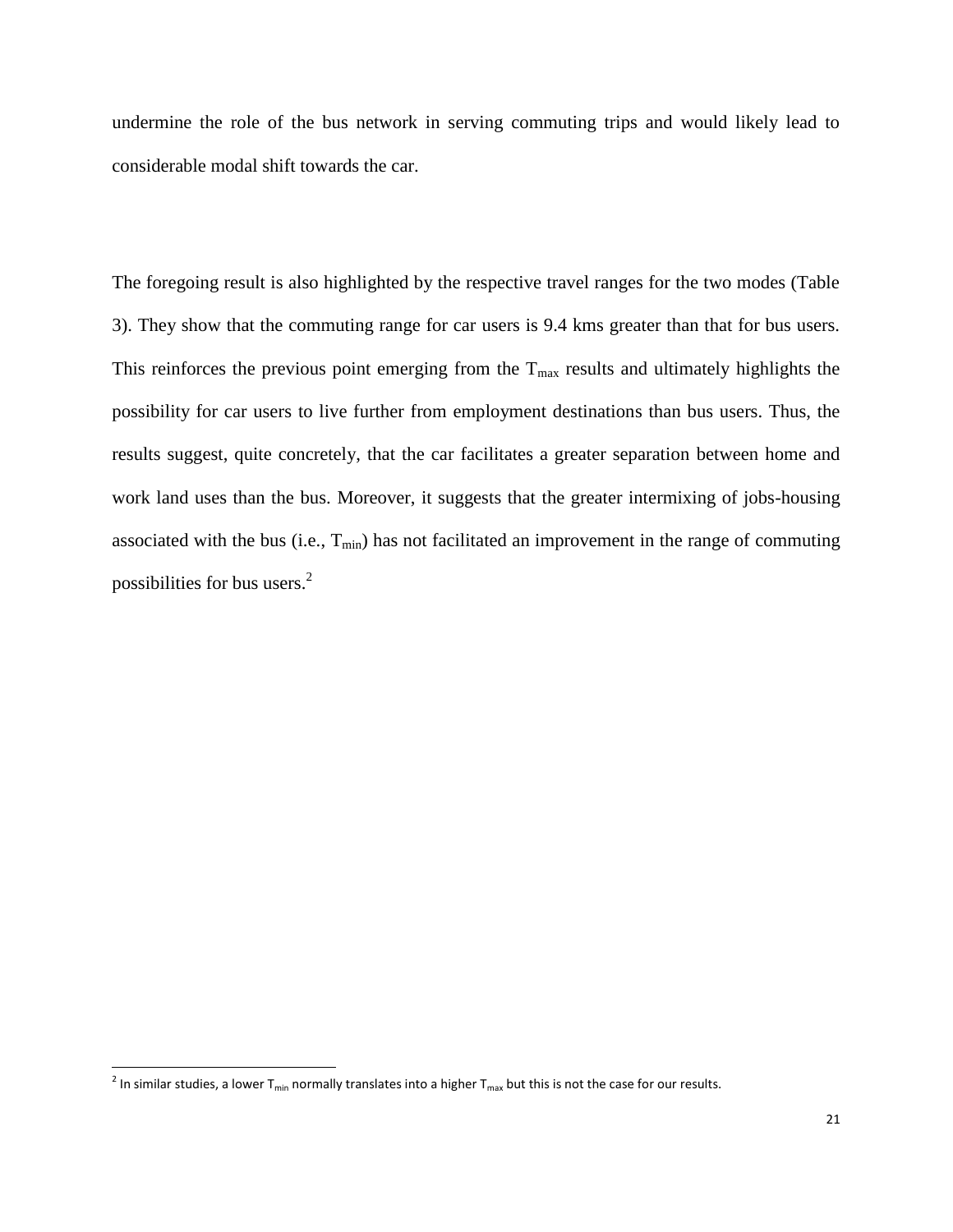undermine the role of the bus network in serving commuting trips and would likely lead to considerable modal shift towards the car.

The foregoing result is also highlighted by the respective travel ranges for the two modes (Table 3). They show that the commuting range for car users is 9.4 kms greater than that for bus users. This reinforces the previous point emerging from the $T_{max}$ results and ultimately highlights the possibility for car users to live further from employment destinations than bus users. Thus, the results suggest, quite concretely, that the car facilitates a greater separation between home and work land uses than the bus. Moreover, it suggests that the greater intermixing of jobs-housing associated with the bus (i.e., $T_{min}$) has not facilitated an improvement in the range of commuting possibilities for bus users.[2]

[2] In similar studies, a lower $T_{min}$ normally translates into a higher $T_{max}$ but this is not the case for our results.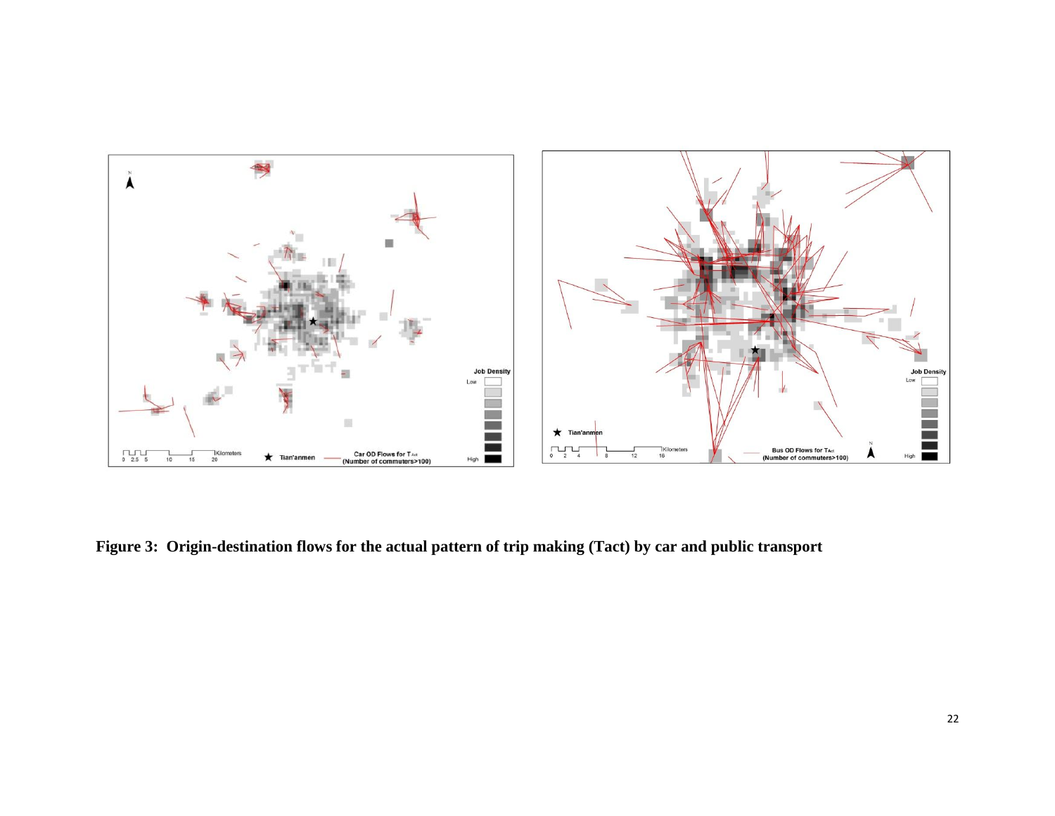**Figure 3: Origin-destination flows for the actual pattern of trip making (Tact) by car and public transport**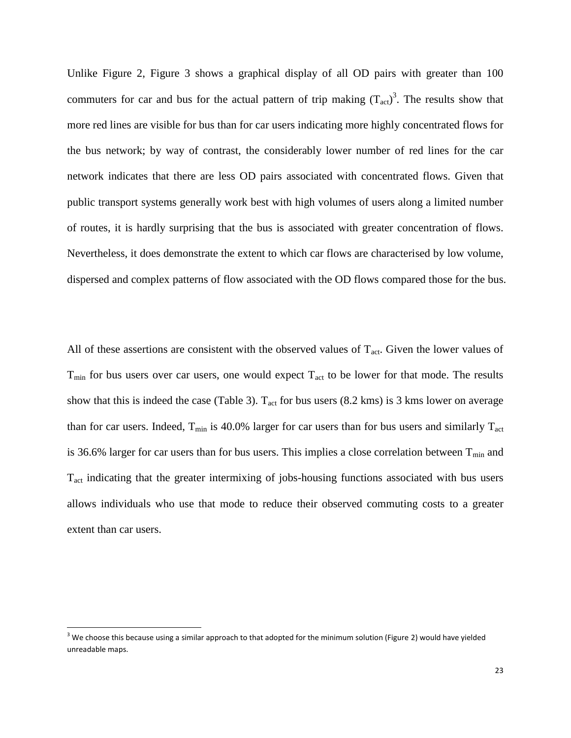Unlike Figure 2, Figure 3 shows a graphical display of all OD pairs with greater than 100 commuters for car and bus for the actual pattern of trip making ($T_{act}$)[3]. The results show that more red lines are visible for bus than for car users indicating more highly concentrated flows for the bus network; by way of contrast, the considerably lower number of red lines for the car network indicates that there are less OD pairs associated with concentrated flows. Given that public transport systems generally work best with high volumes of users along a limited number of routes, it is hardly surprising that the bus is associated with greater concentration of flows. Nevertheless, it does demonstrate the extent to which car flows are characterised by low volume, dispersed and complex patterns of flow associated with the OD flows compared those for the bus.

All of these assertions are consistent with the observed values of $T_{act}$. Given the lower values of $T_{min}$ for bus users over car users, one would expect $T_{act}$ to be lower for that mode. The results show that this is indeed the case (Table 3). $T_{act}$ for bus users (8.2 kms) is 3 kms lower on average than for car users. Indeed, $T_{min}$ is 40.0% larger for car users than for bus users and similarly $T_{act}$ is 36.6% larger for car users than for bus users. This implies a close correlation between $T_{min}$ and $T_{act}$ indicating that the greater intermixing of jobs-housing functions associated with bus users allows individuals who use that mode to reduce their observed commuting costs to a greater extent than car users.

[3] We choose this because using a similar approach to that adopted for the minimum solution (Figure 2) would have yielded unreadable maps.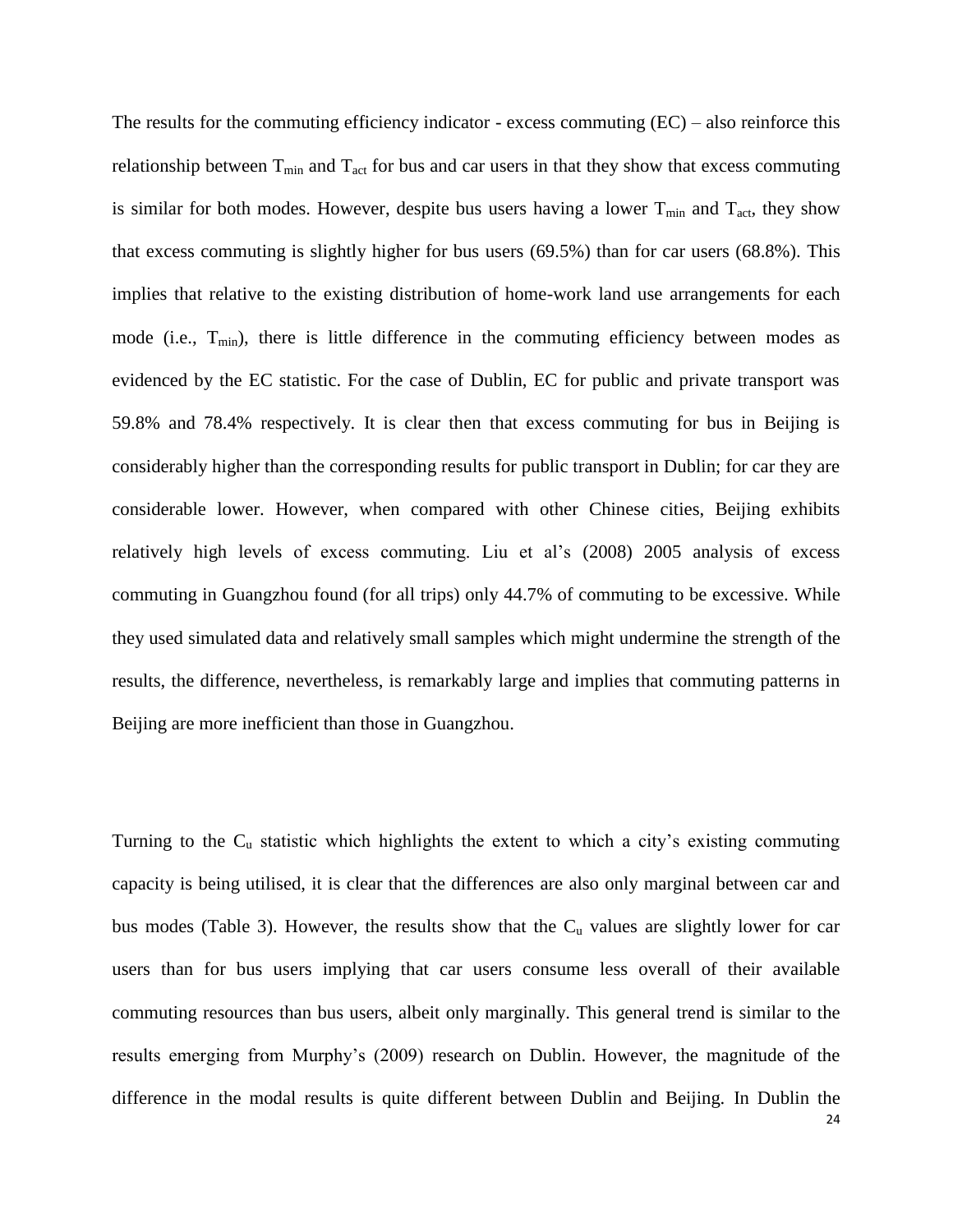The results for the commuting efficiency indicator - excess commuting (EC) – also reinforce this relationship between $T_{min}$ and $T_{act}$ for bus and car users in that they show that excess commuting is similar for both modes. However, despite bus users having a lower $T_{min}$ and $T_{act}$, they show that excess commuting is slightly higher for bus users (69.5%) than for car users (68.8%). This implies that relative to the existing distribution of home-work land use arrangements for each mode (i.e., $T_{min}$), there is little difference in the commuting efficiency between modes as evidenced by the EC statistic. For the case of Dublin, EC for public and private transport was 59.8% and 78.4% respectively. It is clear then that excess commuting for bus in Beijing is considerably higher than the corresponding results for public transport in Dublin; for car they are considerable lower. However, when compared with other Chinese cities, Beijing exhibits relatively high levels of excess commuting. Liu et al's (2008) 2005 analysis of excess commuting in Guangzhou found (for all trips) only 44.7% of commuting to be excessive. While they used simulated data and relatively small samples which might undermine the strength of the results, the difference, nevertheless, is remarkably large and implies that commuting patterns in Beijing are more inefficient than those in Guangzhou.

Turning to the $C_u$ statistic which highlights the extent to which a city's existing commuting capacity is being utilised, it is clear that the differences are also only marginal between car and bus modes (Table 3). However, the results show that the $C_u$ values are slightly lower for car users than for bus users implying that car users consume less overall of their available commuting resources than bus users, albeit only marginally. This general trend is similar to the results emerging from Murphy's (2009) research on Dublin. However, the magnitude of the difference in the modal results is quite different between Dublin and Beijing. In Dublin the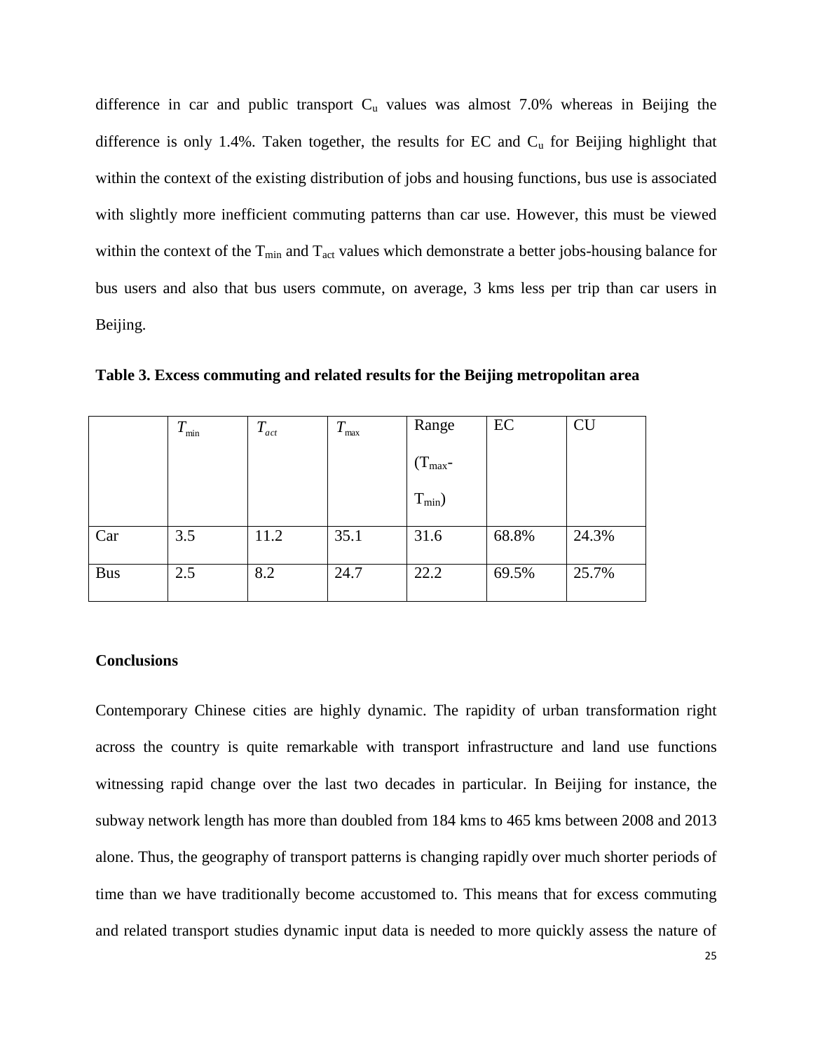difference in car and public transport $C_u$ values was almost 7.0% whereas in Beijing the difference is only 1.4%. Taken together, the results for EC and $C_u$ for Beijing highlight that within the context of the existing distribution of jobs and housing functions, bus use is associated with slightly more inefficient commuting patterns than car use. However, this must be viewed within the context of the $T_{min}$ and $T_{act}$ values which demonstrate a better jobs-housing balance for bus users and also that bus users commute, on average, 3 kms less per trip than car users in Beijing.

**Table 3. Excess commuting and related results for the Beijing metropolitan area**

| | $T_{min}$ | $T_{act}$ | $T_{max}$ | Range ($T_{max}$-$T_{min}$) | EC | CU |
|---|---|---|---|---|---|---|
| Car | 3.5 | 11.2 | 35.1 | 31.6 | 68.8% | 24.3% |
| Bus | 2.5 | 8.2 | 24.7 | 22.2 | 69.5% | 25.7% |

**Conclusions**

Contemporary Chinese cities are highly dynamic. The rapidity of urban transformation right across the country is quite remarkable with transport infrastructure and land use functions witnessing rapid change over the last two decades in particular. In Beijing for instance, the subway network length has more than doubled from 184 kms to 465 kms between 2008 and 2013 alone. Thus, the geography of transport patterns is changing rapidly over much shorter periods of time than we have traditionally become accustomed to. This means that for excess commuting and related transport studies dynamic input data is needed to more quickly assess the nature of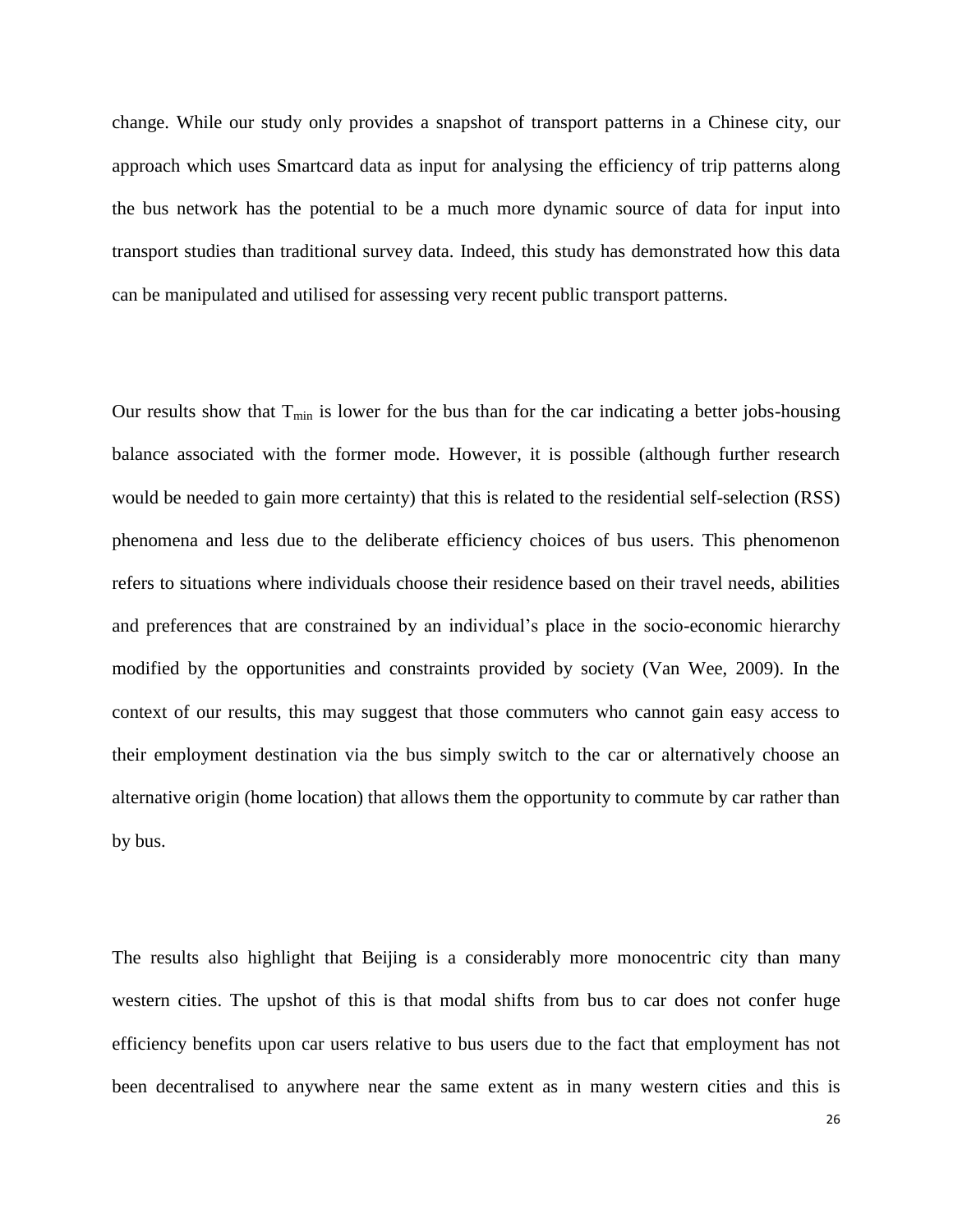change. While our study only provides a snapshot of transport patterns in a Chinese city, our approach which uses Smartcard data as input for analysing the efficiency of trip patterns along the bus network has the potential to be a much more dynamic source of data for input into transport studies than traditional survey data. Indeed, this study has demonstrated how this data can be manipulated and utilised for assessing very recent public transport patterns.

Our results show that $T_{min}$ is lower for the bus than for the car indicating a better jobs-housing balance associated with the former mode. However, it is possible (although further research would be needed to gain more certainty) that this is related to the residential self-selection (RSS) phenomena and less due to the deliberate efficiency choices of bus users. This phenomenon refers to situations where individuals choose their residence based on their travel needs, abilities and preferences that are constrained by an individual's place in the socio-economic hierarchy modified by the opportunities and constraints provided by society (Van Wee, 2009). In the context of our results, this may suggest that those commuters who cannot gain easy access to their employment destination via the bus simply switch to the car or alternatively choose an alternative origin (home location) that allows them the opportunity to commute by car rather than by bus.

The results also highlight that Beijing is a considerably more monocentric city than many western cities. The upshot of this is that modal shifts from bus to car does not confer huge efficiency benefits upon car users relative to bus users due to the fact that employment has not been decentralised to anywhere near the same extent as in many western cities and this is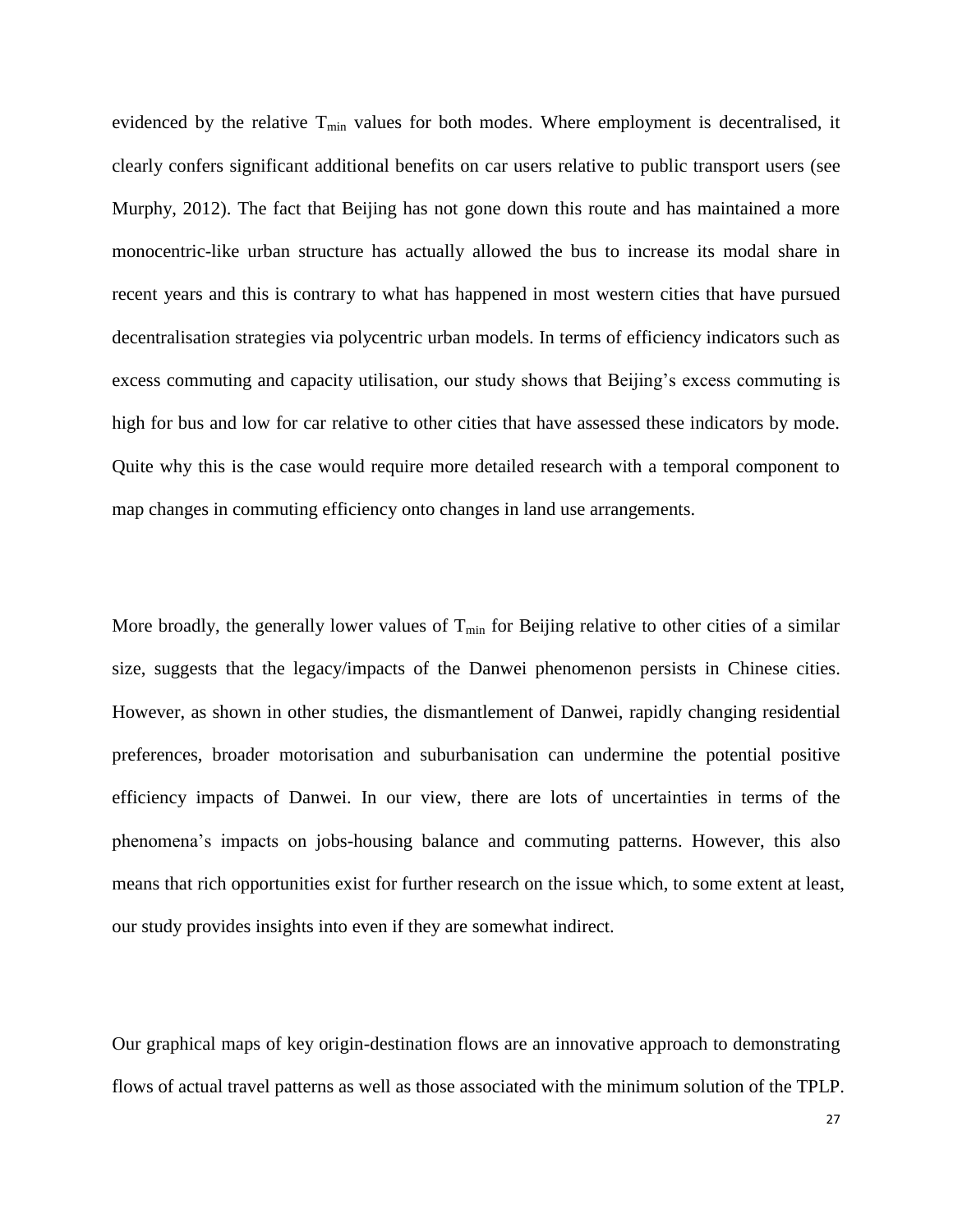evidenced by the relative $T_{min}$ values for both modes. Where employment is decentralised, it clearly confers significant additional benefits on car users relative to public transport users (see Murphy, 2012). The fact that Beijing has not gone down this route and has maintained a more monocentric-like urban structure has actually allowed the bus to increase its modal share in recent years and this is contrary to what has happened in most western cities that have pursued decentralisation strategies via polycentric urban models. In terms of efficiency indicators such as excess commuting and capacity utilisation, our study shows that Beijing's excess commuting is high for bus and low for car relative to other cities that have assessed these indicators by mode. Quite why this is the case would require more detailed research with a temporal component to map changes in commuting efficiency onto changes in land use arrangements.

More broadly, the generally lower values of $T_{min}$ for Beijing relative to other cities of a similar size, suggests that the legacy/impacts of the Danwei phenomenon persists in Chinese cities. However, as shown in other studies, the dismantlement of Danwei, rapidly changing residential preferences, broader motorisation and suburbanisation can undermine the potential positive efficiency impacts of Danwei. In our view, there are lots of uncertainties in terms of the phenomena's impacts on jobs-housing balance and commuting patterns. However, this also means that rich opportunities exist for further research on the issue which, to some extent at least, our study provides insights into even if they are somewhat indirect.

Our graphical maps of key origin-destination flows are an innovative approach to demonstrating flows of actual travel patterns as well as those associated with the minimum solution of the TPLP.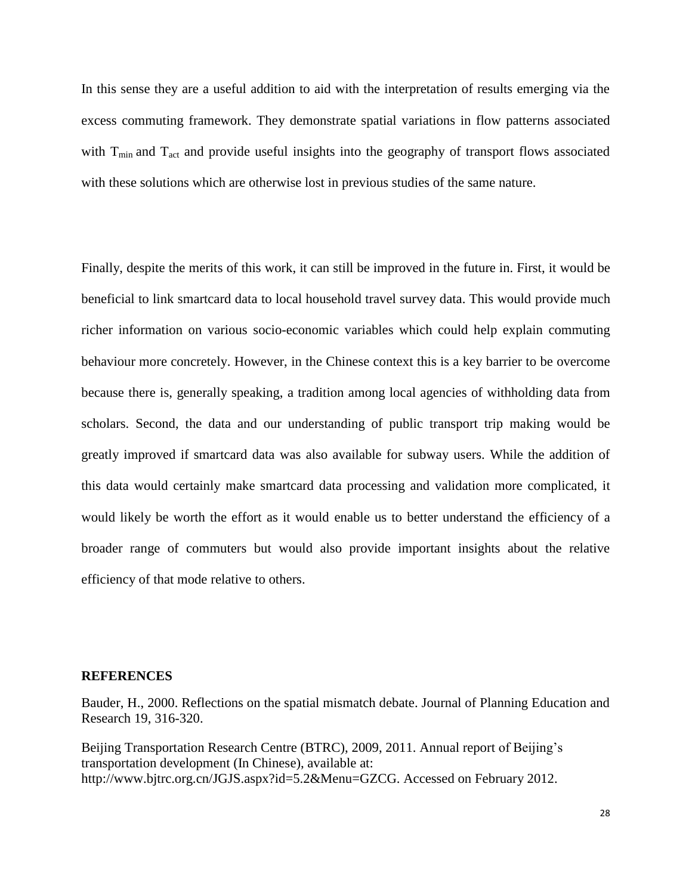In this sense they are a useful addition to aid with the interpretation of results emerging via the excess commuting framework. They demonstrate spatial variations in flow patterns associated with $T_{min}$ and $T_{act}$ and provide useful insights into the geography of transport flows associated with these solutions which are otherwise lost in previous studies of the same nature.

Finally, despite the merits of this work, it can still be improved in the future in. First, it would be beneficial to link smartcard data to local household travel survey data. This would provide much richer information on various socio-economic variables which could help explain commuting behaviour more concretely. However, in the Chinese context this is a key barrier to be overcome because there is, generally speaking, a tradition among local agencies of withholding data from scholars. Second, the data and our understanding of public transport trip making would be greatly improved if smartcard data was also available for subway users. While the addition of this data would certainly make smartcard data processing and validation more complicated, it would likely be worth the effort as it would enable us to better understand the efficiency of a broader range of commuters but would also provide important insights about the relative efficiency of that mode relative to others.

## REFERENCES

Bauder, H., 2000. Reflections on the spatial mismatch debate. Journal of Planning Education and Research 19, 316-320.

Beijing Transportation Research Centre (BTRC), 2009, 2011. Annual report of Beijing's transportation development (In Chinese), available at: http://www.bjtrc.org.cn/JGJS.aspx?id=5.2&Menu=GZCG. Accessed on February 2012.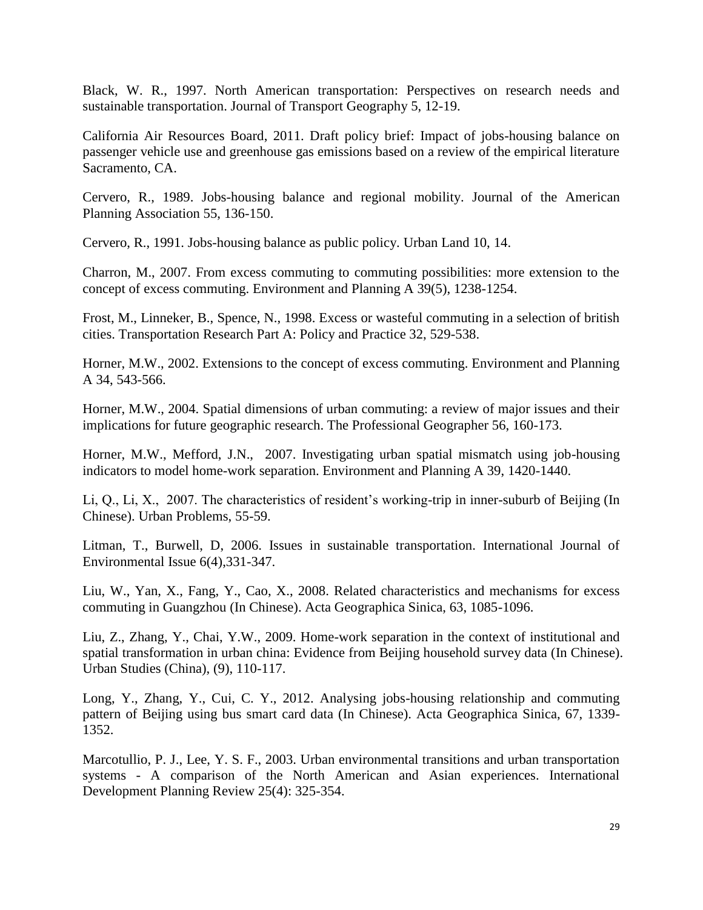Black, W. R., 1997. North American transportation: Perspectives on research needs and sustainable transportation. Journal of Transport Geography 5, 12-19.

California Air Resources Board, 2011. Draft policy brief: Impact of jobs-housing balance on passenger vehicle use and greenhouse gas emissions based on a review of the empirical literature Sacramento, CA.

Cervero, R., 1989. Jobs-housing balance and regional mobility. Journal of the American Planning Association 55, 136-150.

Cervero, R., 1991. Jobs-housing balance as public policy. Urban Land 10, 14.

Charron, M., 2007. From excess commuting to commuting possibilities: more extension to the concept of excess commuting. Environment and Planning A 39(5), 1238-1254.

Frost, M., Linneker, B., Spence, N., 1998. Excess or wasteful commuting in a selection of british cities. Transportation Research Part A: Policy and Practice 32, 529-538.

Horner, M.W., 2002. Extensions to the concept of excess commuting. Environment and Planning A 34, 543-566.

Horner, M.W., 2004. Spatial dimensions of urban commuting: a review of major issues and their implications for future geographic research. The Professional Geographer 56, 160-173.

Horner, M.W., Mefford, J.N., 2007. Investigating urban spatial mismatch using job-housing indicators to model home-work separation. Environment and Planning A 39, 1420-1440.

Li, Q., Li, X., 2007. The characteristics of resident's working-trip in inner-suburb of Beijing (In Chinese). Urban Problems, 55-59.

Litman, T., Burwell, D, 2006. Issues in sustainable transportation. International Journal of Environmental Issue 6(4),331-347.

Liu, W., Yan, X., Fang, Y., Cao, X., 2008. Related characteristics and mechanisms for excess commuting in Guangzhou (In Chinese). Acta Geographica Sinica, 63, 1085-1096.

Liu, Z., Zhang, Y., Chai, Y.W., 2009. Home-work separation in the context of institutional and spatial transformation in urban china: Evidence from Beijing household survey data (In Chinese). Urban Studies (China), (9), 110-117.

Long, Y., Zhang, Y., Cui, C. Y., 2012. Analysing jobs-housing relationship and commuting pattern of Beijing using bus smart card data (In Chinese). Acta Geographica Sinica, 67, 1339-1352.

Marcotullio, P. J., Lee, Y. S. F., 2003. Urban environmental transitions and urban transportation systems - A comparison of the North American and Asian experiences. International Development Planning Review 25(4): 325-354.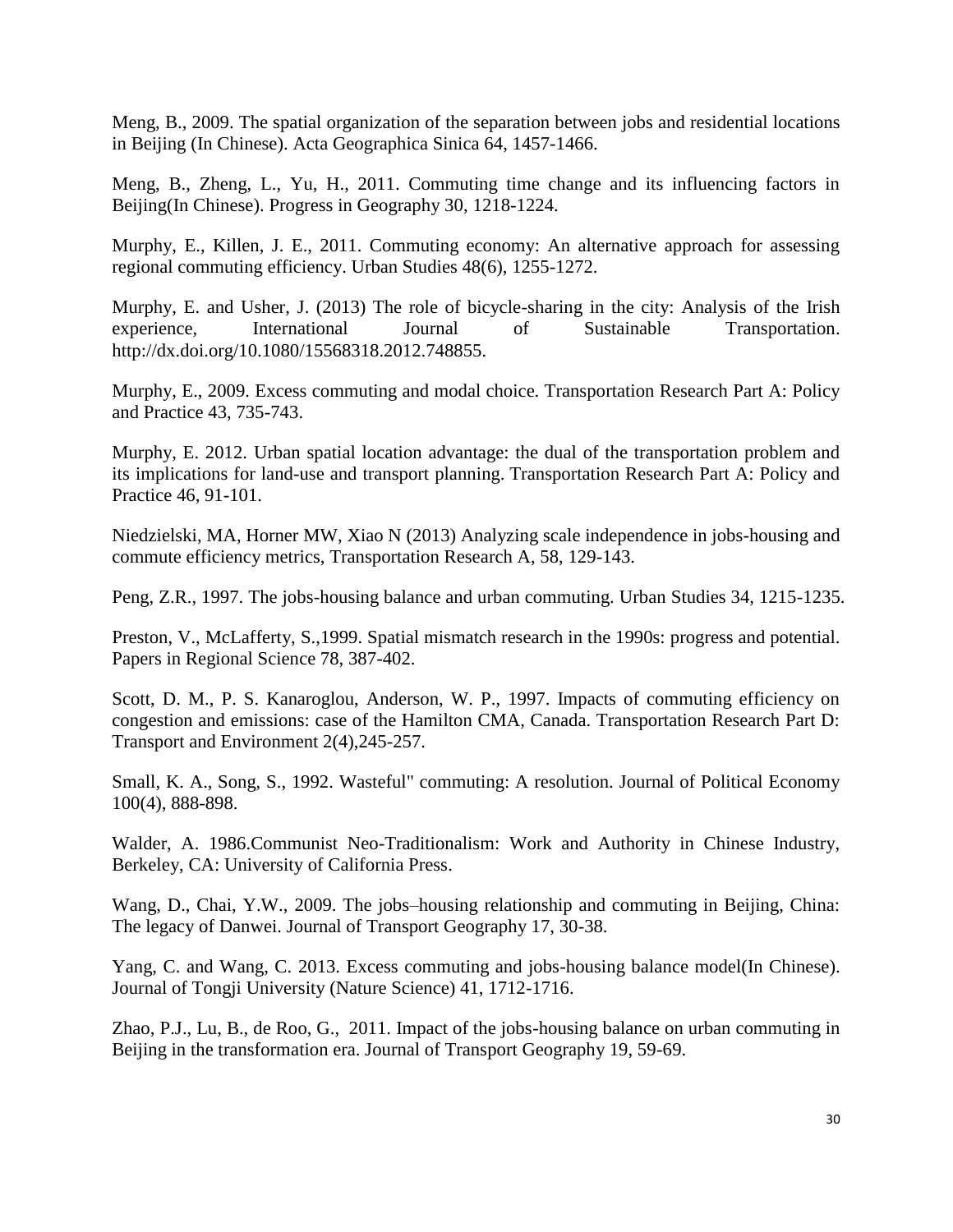Meng, B., 2009. The spatial organization of the separation between jobs and residential locations in Beijing (In Chinese). Acta Geographica Sinica 64, 1457-1466.

Meng, B., Zheng, L., Yu, H., 2011. Commuting time change and its influencing factors in Beijing(In Chinese). Progress in Geography 30, 1218-1224.

Murphy, E., Killen, J. E., 2011. Commuting economy: An alternative approach for assessing regional commuting efficiency. Urban Studies 48(6), 1255-1272.

Murphy, E. and Usher, J. (2013) The role of bicycle-sharing in the city: Analysis of the Irish experience, International Journal of Sustainable Transportation. http://dx.doi.org/10.1080/15568318.2012.748855.

Murphy, E., 2009. Excess commuting and modal choice. Transportation Research Part A: Policy and Practice 43, 735-743.

Murphy, E. 2012. Urban spatial location advantage: the dual of the transportation problem and its implications for land-use and transport planning. Transportation Research Part A: Policy and Practice 46, 91-101.

Niedzielski, MA, Horner MW, Xiao N (2013) Analyzing scale independence in jobs-housing and commute efficiency metrics, Transportation Research A, 58, 129-143.

Peng, Z.R., 1997. The jobs-housing balance and urban commuting. Urban Studies 34, 1215-1235.

Preston, V., McLafferty, S.,1999. Spatial mismatch research in the 1990s: progress and potential. Papers in Regional Science 78, 387-402.

Scott, D. M., P. S. Kanaroglou, Anderson, W. P., 1997. Impacts of commuting efficiency on congestion and emissions: case of the Hamilton CMA, Canada. Transportation Research Part D: Transport and Environment 2(4),245-257.

Small, K. A., Song, S., 1992. Wasteful" commuting: A resolution. Journal of Political Economy 100(4), 888-898.

Walder, A. 1986.Communist Neo-Traditionalism: Work and Authority in Chinese Industry, Berkeley, CA: University of California Press.

Wang, D., Chai, Y.W., 2009. The jobs–housing relationship and commuting in Beijing, China: The legacy of Danwei. Journal of Transport Geography 17, 30-38.

Yang, C. and Wang, C. 2013. Excess commuting and jobs-housing balance model(In Chinese). Journal of Tongji University (Nature Science) 41, 1712-1716.

Zhao, P.J., Lu, B., de Roo, G., 2011. Impact of the jobs-housing balance on urban commuting in Beijing in the transformation era. Journal of Transport Geography 19, 59-69.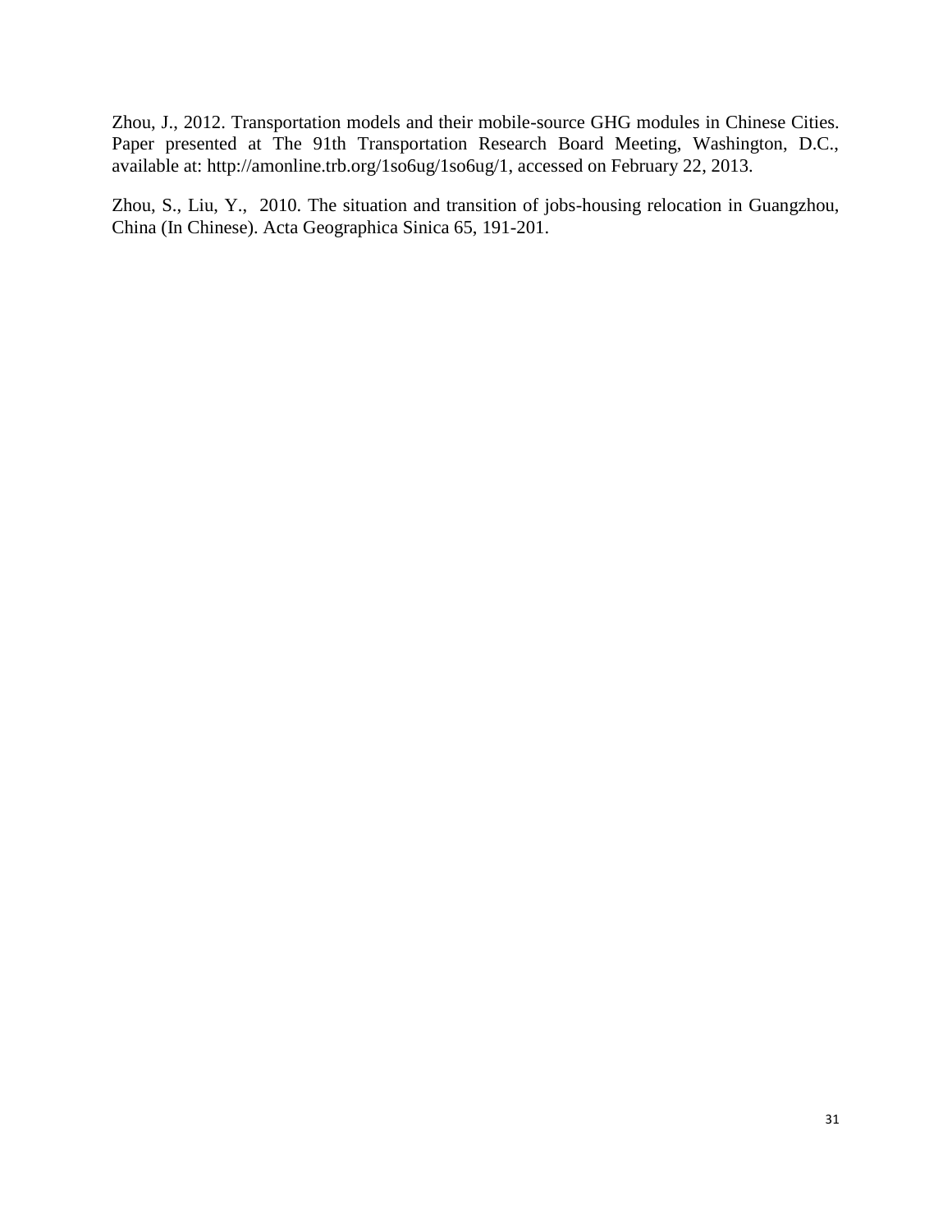Zhou, J., 2012. Transportation models and their mobile-source GHG modules in Chinese Cities. Paper presented at The 91th Transportation Research Board Meeting, Washington, D.C., available at: http://amonline.trb.org/1so6ug/1so6ug/1, accessed on February 22, 2013.

Zhou, S., Liu, Y., 2010. The situation and transition of jobs-housing relocation in Guangzhou, China (In Chinese). Acta Geographica Sinica 65, 191-201.